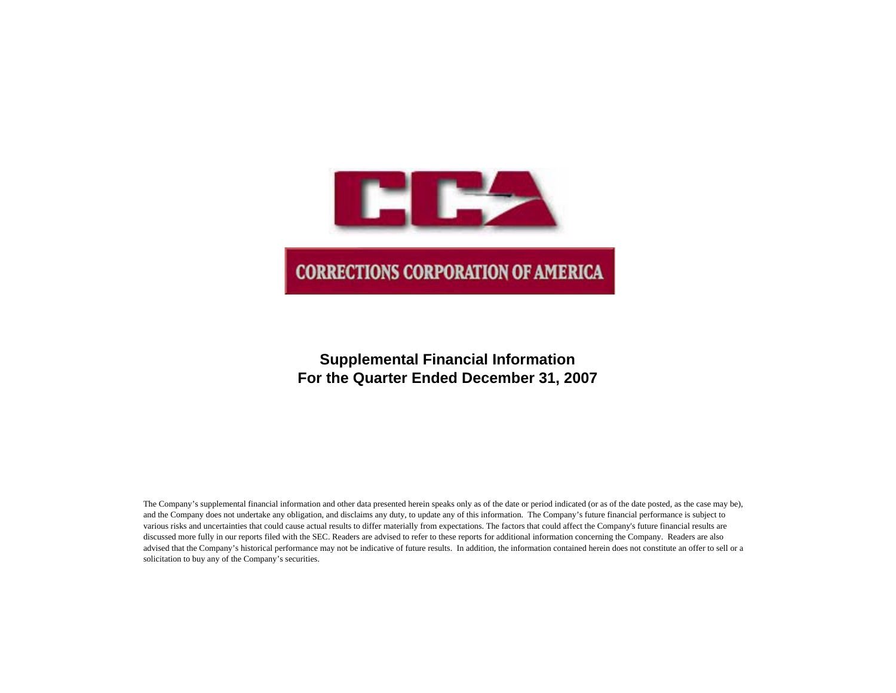# CCA

## CORRECTIONS CORPORATION OF AMERICA

**Supplemental Financial Information**
**For the Quarter Ended December 31, 2007**

The Company's supplemental financial information and other data presented herein speaks only as of the date or period indicated (or as of the date posted, as the case may be), and the Company does not undertake any obligation, and disclaims any duty, to update any of this information. The Company's future financial performance is subject to various risks and uncertainties that could cause actual results to differ materially from expectations. The factors that could affect the Company's future financial results are discussed more fully in our reports filed with the SEC. Readers are advised to refer to these reports for additional information concerning the Company. Readers are also advised that the Company's historical performance may not be indicative of future results. In addition, the information contained herein does not constitute an offer to sell or a solicitation to buy any of the Company's securities.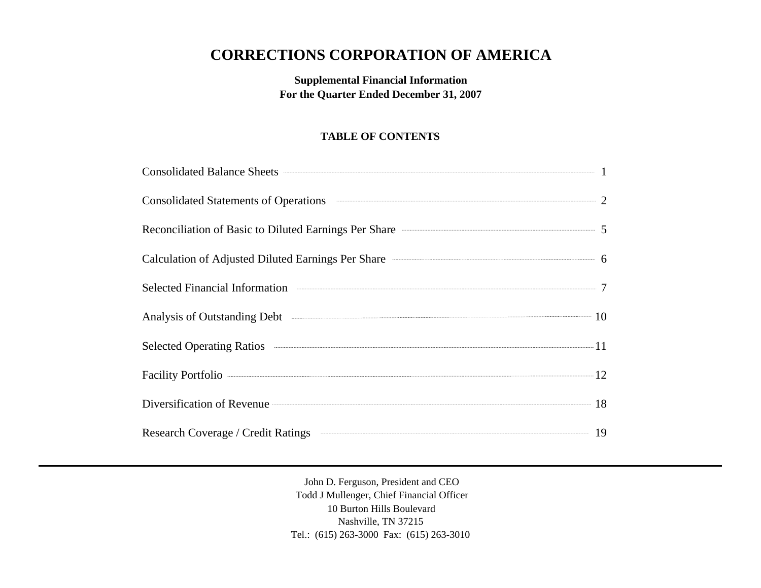# CORRECTIONS CORPORATION OF AMERICA

**Supplemental Financial Information**
**For the Quarter Ended December 31, 2007**

## TABLE OF CONTENTS

| | |
|---|---|
| Consolidated Balance Sheets | 1 |
| Consolidated Statements of Operations | 2 |
| Reconciliation of Basic to Diluted Earnings Per Share | 5 |
| Calculation of Adjusted Diluted Earnings Per Share | 6 |
| Selected Financial Information | 7 |
| Analysis of Outstanding Debt | 10 |
| Selected Operating Ratios | 11 |
| Facility Portfolio | 12 |
| Diversification of Revenue | 18 |
| Research Coverage / Credit Ratings | 19 |

---

John D. Ferguson, President and CEO
Todd J Mullenger, Chief Financial Officer
10 Burton Hills Boulevard
Nashville, TN 37215
Tel.: (615) 263-3000 Fax: (615) 263-3010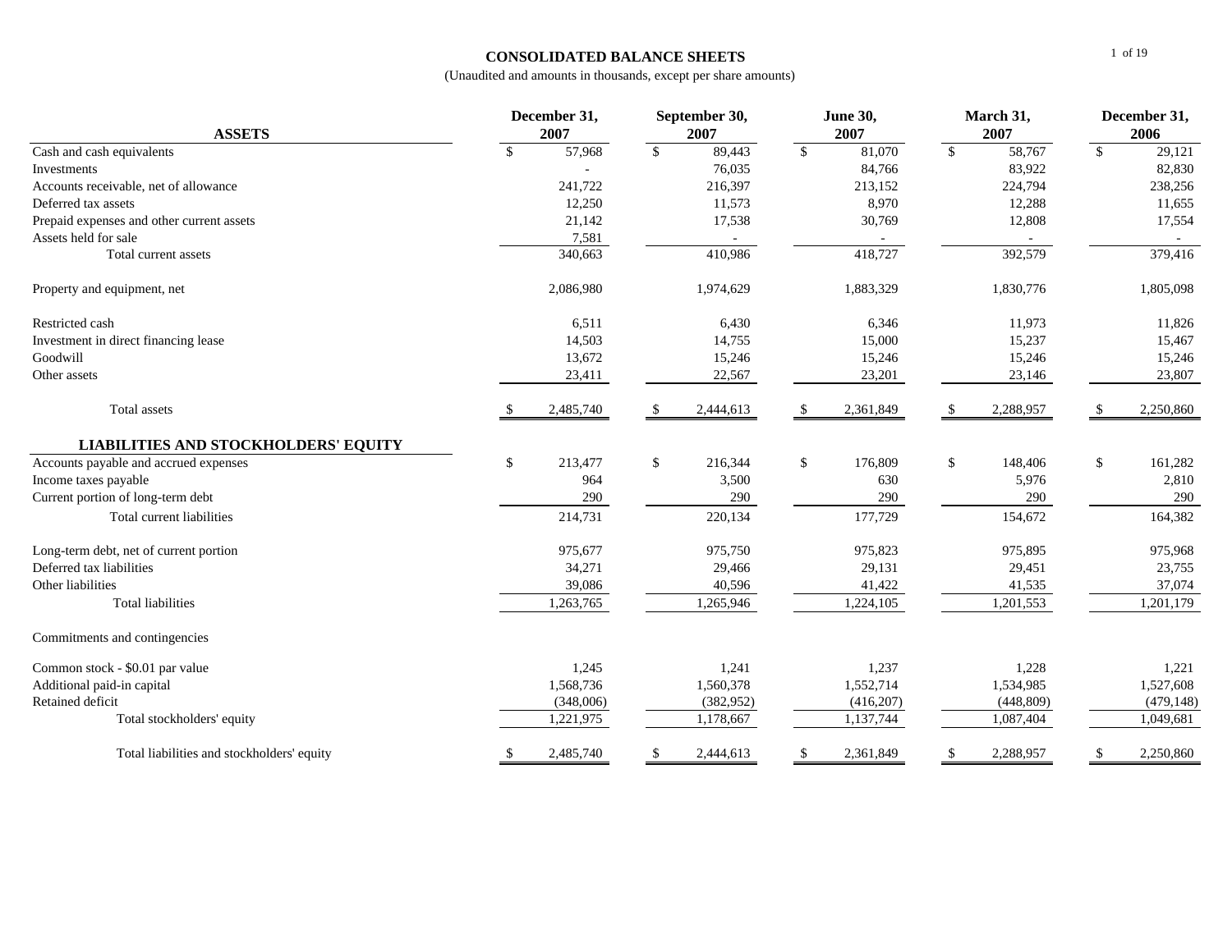# CONSOLIDATED BALANCE SHEETS

(Unaudited and amounts in thousands, except per share amounts)

| ASSETS | December 31, 2007 | September 30, 2007 | June 30, 2007 | March 31, 2007 | December 31, 2006 |
|---|---|---|---|---|---|
| Cash and cash equivalents | $ 57,968 | $ 89,443 | $ 81,070 | $ 58,767 | $ 29,121 |
| Investments | - | 76,035 | 84,766 | 83,922 | 82,830 |
| Accounts receivable, net of allowance | 241,722 | 216,397 | 213,152 | 224,794 | 238,256 |
| Deferred tax assets | 12,250 | 11,573 | 8,970 | 12,288 | 11,655 |
| Prepaid expenses and other current assets | 21,142 | 17,538 | 30,769 | 12,808 | 17,554 |
| Assets held for sale | 7,581 | - | - | - | - |
| Total current assets | 340,663 | 410,986 | 418,727 | 392,579 | 379,416 |
| Property and equipment, net | 2,086,980 | 1,974,629 | 1,883,329 | 1,830,776 | 1,805,098 |
| Restricted cash | 6,511 | 6,430 | 6,346 | 11,973 | 11,826 |
| Investment in direct financing lease | 14,503 | 14,755 | 15,000 | 15,237 | 15,467 |
| Goodwill | 13,672 | 15,246 | 15,246 | 15,246 | 15,246 |
| Other assets | 23,411 | 22,567 | 23,201 | 23,146 | 23,807 |
| Total assets | $ 2,485,740 | $ 2,444,613 | $ 2,361,849 | $ 2,288,957 | $ 2,250,860 |
| **LIABILITIES AND STOCKHOLDERS' EQUITY** | | | | | |
| Accounts payable and accrued expenses | $ 213,477 | $ 216,344 | $ 176,809 | $ 148,406 | $ 161,282 |
| Income taxes payable | 964 | 3,500 | 630 | 5,976 | 2,810 |
| Current portion of long-term debt | 290 | 290 | 290 | 290 | 290 |
| Total current liabilities | 214,731 | 220,134 | 177,729 | 154,672 | 164,382 |
| Long-term debt, net of current portion | 975,677 | 975,750 | 975,823 | 975,895 | 975,968 |
| Deferred tax liabilities | 34,271 | 29,466 | 29,131 | 29,451 | 23,755 |
| Other liabilities | 39,086 | 40,596 | 41,422 | 41,535 | 37,074 |
| Total liabilities | 1,263,765 | 1,265,946 | 1,224,105 | 1,201,553 | 1,201,179 |
| Commitments and contingencies | | | | | |
| Common stock - $0.01 par value | 1,245 | 1,241 | 1,237 | 1,228 | 1,221 |
| Additional paid-in capital | 1,568,736 | 1,560,378 | 1,552,714 | 1,534,985 | 1,527,608 |
| Retained deficit | (348,006) | (382,952) | (416,207) | (448,809) | (479,148) |
| Total stockholders' equity | 1,221,975 | 1,178,667 | 1,137,744 | 1,087,404 | 1,049,681 |
| Total liabilities and stockholders' equity | $ 2,485,740 | $ 2,444,613 | $ 2,361,849 | $ 2,288,957 | $ 2,250,860 |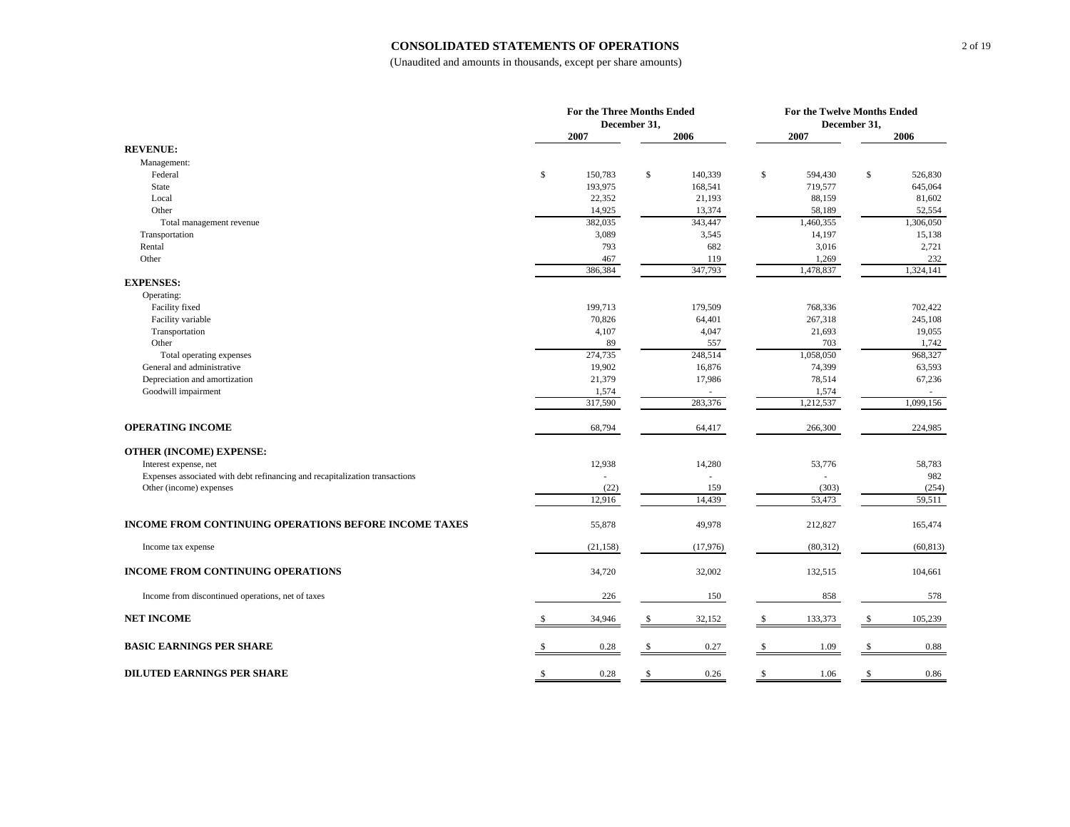# CONSOLIDATED STATEMENTS OF OPERATIONS

(Unaudited and amounts in thousands, except per share amounts)

| | For the Three Months Ended December 31, | | For the Twelve Months Ended December 31, | |
|---|---|---|---|---|
| | 2007 | 2006 | 2007 | 2006 |
| **REVENUE:** | | | | |
| Management: | | | | |
| Federal | $ 150,783 | $ 140,339 | $ 594,430 | $ 526,830 |
| State | 193,975 | 168,541 | 719,577 | 645,064 |
| Local | 22,352 | 21,193 | 88,159 | 81,602 |
| Other | 14,925 | 13,374 | 58,189 | 52,554 |
| Total management revenue | 382,035 | 343,447 | 1,460,355 | 1,306,050 |
| Transportation | 3,089 | 3,545 | 14,197 | 15,138 |
| Rental | 793 | 682 | 3,016 | 2,721 |
| Other | 467 | 119 | 1,269 | 232 |
| | 386,384 | 347,793 | 1,478,837 | 1,324,141 |
| **EXPENSES:** | | | | |
| Operating: | | | | |
| Facility fixed | 199,713 | 179,509 | 768,336 | 702,422 |
| Facility variable | 70,826 | 64,401 | 267,318 | 245,108 |
| Transportation | 4,107 | 4,047 | 21,693 | 19,055 |
| Other | 89 | 557 | 703 | 1,742 |
| Total operating expenses | 274,735 | 248,514 | 1,058,050 | 968,327 |
| General and administrative | 19,902 | 16,876 | 74,399 | 63,593 |
| Depreciation and amortization | 21,379 | 17,986 | 78,514 | 67,236 |
| Goodwill impairment | 1,574 | - | 1,574 | - |
| | 317,590 | 283,376 | 1,212,537 | 1,099,156 |
| **OPERATING INCOME** | 68,794 | 64,417 | 266,300 | 224,985 |
| **OTHER (INCOME) EXPENSE:** | | | | |
| Interest expense, net | 12,938 | 14,280 | 53,776 | 58,783 |
| Expenses associated with debt refinancing and recapitalization transactions | - | - | - | 982 |
| Other (income) expenses | (22) | 159 | (303) | (254) |
| | 12,916 | 14,439 | 53,473 | 59,511 |
| **INCOME FROM CONTINUING OPERATIONS BEFORE INCOME TAXES** | 55,878 | 49,978 | 212,827 | 165,474 |
| Income tax expense | (21,158) | (17,976) | (80,312) | (60,813) |
| **INCOME FROM CONTINUING OPERATIONS** | 34,720 | 32,002 | 132,515 | 104,661 |
| Income from discontinued operations, net of taxes | 226 | 150 | 858 | 578 |
| **NET INCOME** | $ 34,946 | $ 32,152 | $ 133,373 | $ 105,239 |
| **BASIC EARNINGS PER SHARE** | $ 0.28 | $ 0.27 | $ 1.09 | $ 0.88 |
| **DILUTED EARNINGS PER SHARE** | $ 0.28 | $ 0.26 | $ 1.06 | $ 0.86 |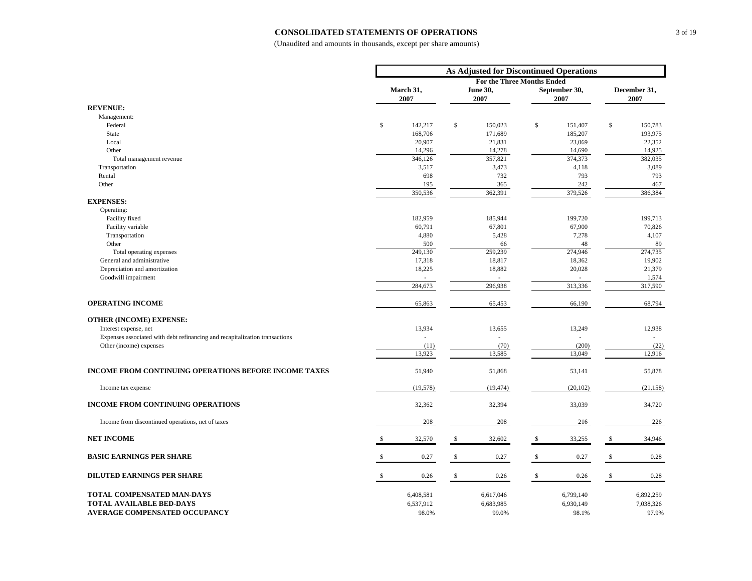# CONSOLIDATED STATEMENTS OF OPERATIONS

(Unaudited and amounts in thousands, except per share amounts)

| | As Adjusted for Discontinued Operations | | | |
|---|---|---|---|---|
| | For the Three Months Ended | | | |
| | March 31, 2007 | June 30, 2007 | September 30, 2007 | December 31, 2007 |
| **REVENUE:** | | | | |
| Management: | | | | |
| Federal | $ 142,217 | $ 150,023 | $ 151,407 | $ 150,783 |
| State | 168,706 | 171,689 | 185,207 | 193,975 |
| Local | 20,907 | 21,831 | 23,069 | 22,352 |
| Other | 14,296 | 14,278 | 14,690 | 14,925 |
| Total management revenue | 346,126 | 357,821 | 374,373 | 382,035 |
| Transportation | 3,517 | 3,473 | 4,118 | 3,089 |
| Rental | 698 | 732 | 793 | 793 |
| Other | 195 | 365 | 242 | 467 |
| | 350,536 | 362,391 | 379,526 | 386,384 |
| **EXPENSES:** | | | | |
| Operating: | | | | |
| Facility fixed | 182,959 | 185,944 | 199,720 | 199,713 |
| Facility variable | 60,791 | 67,801 | 67,900 | 70,826 |
| Transportation | 4,880 | 5,428 | 7,278 | 4,107 |
| Other | 500 | 66 | 48 | 89 |
| Total operating expenses | 249,130 | 259,239 | 274,946 | 274,735 |
| General and administrative | 17,318 | 18,817 | 18,362 | 19,902 |
| Depreciation and amortization | 18,225 | 18,882 | 20,028 | 21,379 |
| Goodwill impairment | - | - | - | 1,574 |
| | 284,673 | 296,938 | 313,336 | 317,590 |
| **OPERATING INCOME** | 65,863 | 65,453 | 66,190 | 68,794 |
| **OTHER (INCOME) EXPENSE:** | | | | |
| Interest expense, net | 13,934 | 13,655 | 13,249 | 12,938 |
| Expenses associated with debt refinancing and recapitalization transactions | - | - | - | - |
| Other (income) expenses | (11) | (70) | (200) | (22) |
| | 13,923 | 13,585 | 13,049 | 12,916 |
| **INCOME FROM CONTINUING OPERATIONS BEFORE INCOME TAXES** | 51,940 | 51,868 | 53,141 | 55,878 |
| Income tax expense | (19,578) | (19,474) | (20,102) | (21,158) |
| **INCOME FROM CONTINUING OPERATIONS** | 32,362 | 32,394 | 33,039 | 34,720 |
| Income from discontinued operations, net of taxes | 208 | 208 | 216 | 226 |
| **NET INCOME** | $ 32,570 | $ 32,602 | $ 33,255 | $ 34,946 |
| **BASIC EARNINGS PER SHARE** | $ 0.27 | $ 0.27 | $ 0.27 | $ 0.28 |
| **DILUTED EARNINGS PER SHARE** | $ 0.26 | $ 0.26 | $ 0.26 | $ 0.28 |
| **TOTAL COMPENSATED MAN-DAYS** | 6,408,581 | 6,617,046 | 6,799,140 | 6,892,259 |
| **TOTAL AVAILABLE BED-DAYS** | 6,537,912 | 6,683,985 | 6,930,149 | 7,038,326 |
| **AVERAGE COMPENSATED OCCUPANCY** | 98.0% | 99.0% | 98.1% | 97.9% |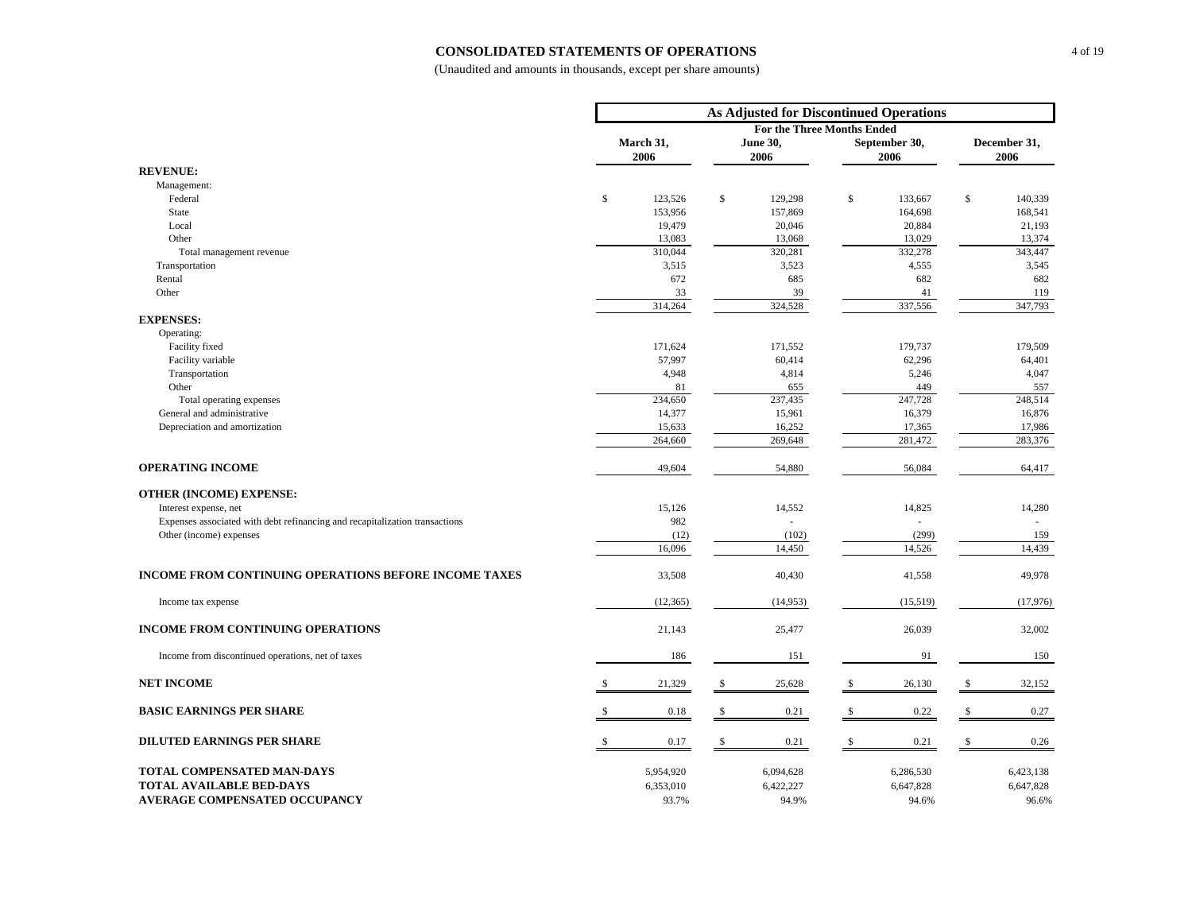## CONSOLIDATED STATEMENTS OF OPERATIONS

(Unaudited and amounts in thousands, except per share amounts)

| | As Adjusted for Discontinued Operations | | | |
|---|---|---|---|---|
| | For the Three Months Ended | | | |
| | March 31, 2006 | June 30, 2006 | September 30, 2006 | December 31, 2006 |
| **REVENUE:** | | | | |
| Management: | | | | |
| Federal | $ 123,526 | $ 129,298 | $ 133,667 | $ 140,339 |
| State | 153,956 | 157,869 | 164,698 | 168,541 |
| Local | 19,479 | 20,046 | 20,884 | 21,193 |
| Other | 13,083 | 13,068 | 13,029 | 13,374 |
| Total management revenue | 310,044 | 320,281 | 332,278 | 343,447 |
| Transportation | 3,515 | 3,523 | 4,555 | 3,545 |
| Rental | 672 | 685 | 682 | 682 |
| Other | 33 | 39 | 41 | 119 |
| | 314,264 | 324,528 | 337,556 | 347,793 |
| **EXPENSES:** | | | | |
| Operating: | | | | |
| Facility fixed | 171,624 | 171,552 | 179,737 | 179,509 |
| Facility variable | 57,997 | 60,414 | 62,296 | 64,401 |
| Transportation | 4,948 | 4,814 | 5,246 | 4,047 |
| Other | 81 | 655 | 449 | 557 |
| Total operating expenses | 234,650 | 237,435 | 247,728 | 248,514 |
| General and administrative | 14,377 | 15,961 | 16,379 | 16,876 |
| Depreciation and amortization | 15,633 | 16,252 | 17,365 | 17,986 |
| | 264,660 | 269,648 | 281,472 | 283,376 |
| **OPERATING INCOME** | 49,604 | 54,880 | 56,084 | 64,417 |
| **OTHER (INCOME) EXPENSE:** | | | | |
| Interest expense, net | 15,126 | 14,552 | 14,825 | 14,280 |
| Expenses associated with debt refinancing and recapitalization transactions | 982 | - | - | - |
| Other (income) expenses | (12) | (102) | (299) | 159 |
| | 16,096 | 14,450 | 14,526 | 14,439 |
| **INCOME FROM CONTINUING OPERATIONS BEFORE INCOME TAXES** | 33,508 | 40,430 | 41,558 | 49,978 |
| Income tax expense | (12,365) | (14,953) | (15,519) | (17,976) |
| **INCOME FROM CONTINUING OPERATIONS** | 21,143 | 25,477 | 26,039 | 32,002 |
| Income from discontinued operations, net of taxes | 186 | 151 | 91 | 150 |
| **NET INCOME** | $ 21,329 | $ 25,628 | $ 26,130 | $ 32,152 |
| **BASIC EARNINGS PER SHARE** | $ 0.18 | $ 0.21 | $ 0.22 | $ 0.27 |
| **DILUTED EARNINGS PER SHARE** | $ 0.17 | $ 0.21 | $ 0.21 | $ 0.26 |
| **TOTAL COMPENSATED MAN-DAYS** | 5,954,920 | 6,094,628 | 6,286,530 | 6,423,138 |
| **TOTAL AVAILABLE BED-DAYS** | 6,353,010 | 6,422,227 | 6,647,828 | 6,647,828 |
| **AVERAGE COMPENSATED OCCUPANCY** | 93.7% | 94.9% | 94.6% | 96.6% |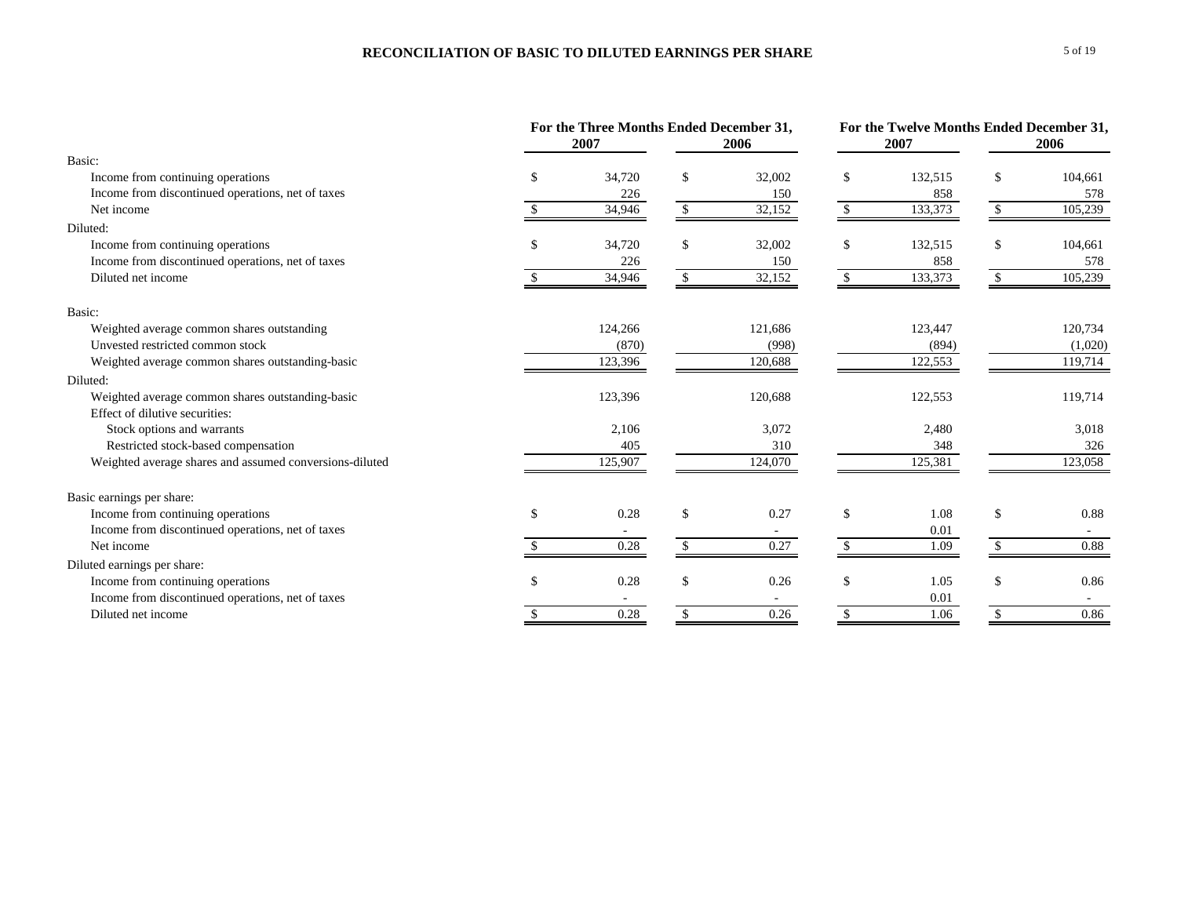# RECONCILIATION OF BASIC TO DILUTED EARNINGS PER SHARE

| | For the Three Months Ended December 31, | | For the Twelve Months Ended December 31, | |
|---|---|---|---|---|
| | 2007 | 2006 | 2007 | 2006 |
| Basic: | | | | |
| Income from continuing operations | $ 34,720 | $ 32,002 | $ 132,515 | $ 104,661 |
| Income from discontinued operations, net of taxes | 226 | 150 | 858 | 578 |
| Net income | $ 34,946 | $ 32,152 | $ 133,373 | $ 105,239 |
| Diluted: | | | | |
| Income from continuing operations | $ 34,720 | $ 32,002 | $ 132,515 | $ 104,661 |
| Income from discontinued operations, net of taxes | 226 | 150 | 858 | 578 |
| Diluted net income | $ 34,946 | $ 32,152 | $ 133,373 | $ 105,239 |
| Basic: | | | | |
| Weighted average common shares outstanding | 124,266 | 121,686 | 123,447 | 120,734 |
| Unvested restricted common stock | (870) | (998) | (894) | (1,020) |
| Weighted average common shares outstanding-basic | 123,396 | 120,688 | 122,553 | 119,714 |
| Diluted: | | | | |
| Weighted average common shares outstanding-basic | 123,396 | 120,688 | 122,553 | 119,714 |
| Effect of dilutive securities: | | | | |
| Stock options and warrants | 2,106 | 3,072 | 2,480 | 3,018 |
| Restricted stock-based compensation | 405 | 310 | 348 | 326 |
| Weighted average shares and assumed conversions-diluted | 125,907 | 124,070 | 125,381 | 123,058 |
| Basic earnings per share: | | | | |
| Income from continuing operations | $ 0.28 | $ 0.27 | $ 1.08 | $ 0.88 |
| Income from discontinued operations, net of taxes | - | - | 0.01 | - |
| Net income | $ 0.28 | $ 0.27 | $ 1.09 | $ 0.88 |
| Diluted earnings per share: | | | | |
| Income from continuing operations | $ 0.28 | $ 0.26 | $ 1.05 | $ 0.86 |
| Income from discontinued operations, net of taxes | - | - | 0.01 | - |
| Diluted net income | $ 0.28 | $ 0.26 | $ 1.06 | $ 0.86 |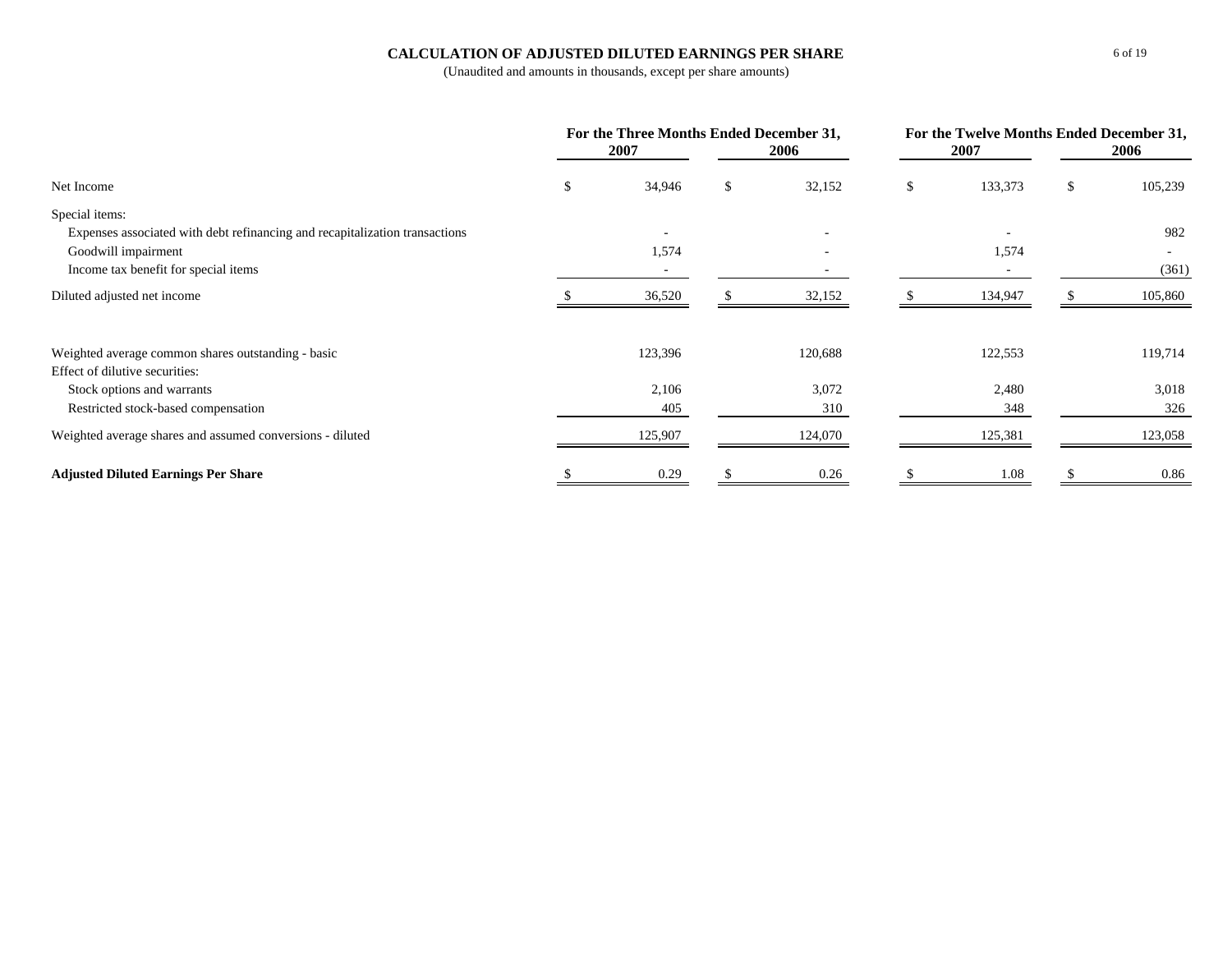## CALCULATION OF ADJUSTED DILUTED EARNINGS PER SHARE

(Unaudited and amounts in thousands, except per share amounts)

| | For the Three Months Ended December 31, | | For the Twelve Months Ended December 31, | |
|---|---|---|---|---|
| | 2007 | 2006 | 2007 | 2006 |
| Net Income | $ 34,946 | $ 32,152 | $ 133,373 | $ 105,239 |
| Special items: | | | | |
| Expenses associated with debt refinancing and recapitalization transactions | - | - | - | 982 |
| Goodwill impairment | 1,574 | - | 1,574 | - |
| Income tax benefit for special items | - | - | - | (361) |
| Diluted adjusted net income | $ 36,520 | $ 32,152 | $ 134,947 | $ 105,860 |
| | | | | |
| Weighted average common shares outstanding - basic | 123,396 | 120,688 | 122,553 | 119,714 |
| Effect of dilutive securities: | | | | |
| Stock options and warrants | 2,106 | 3,072 | 2,480 | 3,018 |
| Restricted stock-based compensation | 405 | 310 | 348 | 326 |
| Weighted average shares and assumed conversions - diluted | 125,907 | 124,070 | 125,381 | 123,058 |
| **Adjusted Diluted Earnings Per Share** | $ 0.29 | $ 0.26 | $ 1.08 | $ 0.86 |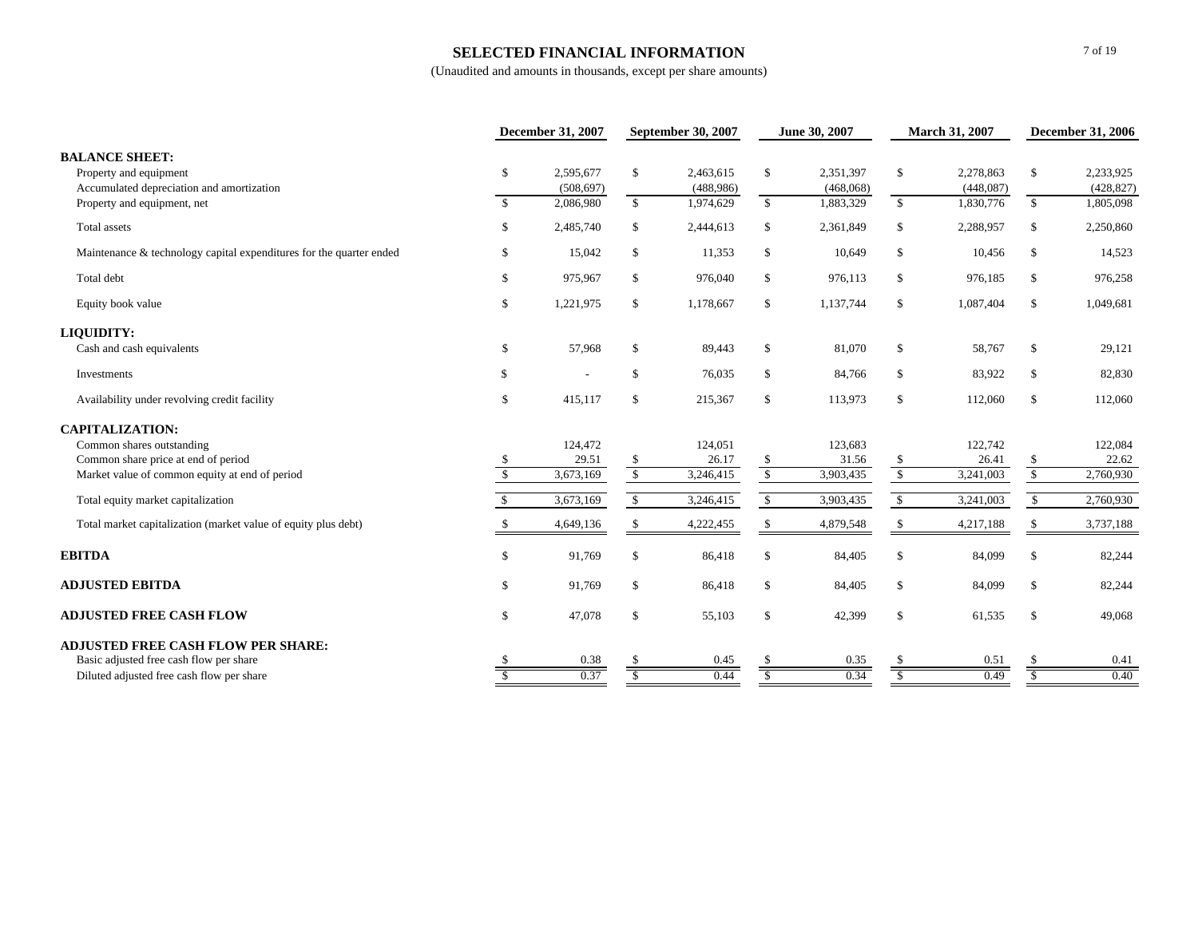# SELECTED FINANCIAL INFORMATION

(Unaudited and amounts in thousands, except per share amounts)

| | December 31, 2007 | September 30, 2007 | June 30, 2007 | March 31, 2007 | December 31, 2006 |
|---|---|---|---|---|---|
| **BALANCE SHEET:** | | | | | |
| Property and equipment | $ 2,595,677 | $ 2,463,615 | $ 2,351,397 | $ 2,278,863 | $ 2,233,925 |
| Accumulated depreciation and amortization | (508,697) | (488,986) | (468,068) | (448,087) | (428,827) |
| Property and equipment, net | $ 2,086,980 | $ 1,974,629 | $ 1,883,329 | $ 1,830,776 | $ 1,805,098 |
| Total assets | $ 2,485,740 | $ 2,444,613 | $ 2,361,849 | $ 2,288,957 | $ 2,250,860 |
| Maintenance & technology capital expenditures for the quarter ended | $ 15,042 | $ 11,353 | $ 10,649 | $ 10,456 | $ 14,523 |
| Total debt | $ 975,967 | $ 976,040 | $ 976,113 | $ 976,185 | $ 976,258 |
| Equity book value | $ 1,221,975 | $ 1,178,667 | $ 1,137,744 | $ 1,087,404 | $ 1,049,681 |
| **LIQUIDITY:** | | | | | |
| Cash and cash equivalents | $ 57,968 | $ 89,443 | $ 81,070 | $ 58,767 | $ 29,121 |
| Investments | $ - | $ 76,035 | $ 84,766 | $ 83,922 | $ 82,830 |
| Availability under revolving credit facility | $ 415,117 | $ 215,367 | $ 113,973 | $ 112,060 | $ 112,060 |
| **CAPITALIZATION:** | | | | | |
| Common shares outstanding | 124,472 | 124,051 | 123,683 | 122,742 | 122,084 |
| Common share price at end of period | $ 29.51 | $ 26.17 | $ 31.56 | $ 26.41 | $ 22.62 |
| Market value of common equity at end of period | $ 3,673,169 | $ 3,246,415 | $ 3,903,435 | $ 3,241,003 | $ 2,760,930 |
| Total equity market capitalization | $ 3,673,169 | $ 3,246,415 | $ 3,903,435 | $ 3,241,003 | $ 2,760,930 |
| Total market capitalization (market value of equity plus debt) | $ 4,649,136 | $ 4,222,455 | $ 4,879,548 | $ 4,217,188 | $ 3,737,188 |
| **EBITDA** | $ 91,769 | $ 86,418 | $ 84,405 | $ 84,099 | $ 82,244 |
| **ADJUSTED EBITDA** | $ 91,769 | $ 86,418 | $ 84,405 | $ 84,099 | $ 82,244 |
| **ADJUSTED FREE CASH FLOW** | $ 47,078 | $ 55,103 | $ 42,399 | $ 61,535 | $ 49,068 |
| **ADJUSTED FREE CASH FLOW PER SHARE:** | | | | | |
| Basic adjusted free cash flow per share | $ 0.38 | $ 0.45 | $ 0.35 | $ 0.51 | $ 0.41 |
| Diluted adjusted free cash flow per share | $ 0.37 | $ 0.44 | $ 0.34 | $ 0.49 | $ 0.40 |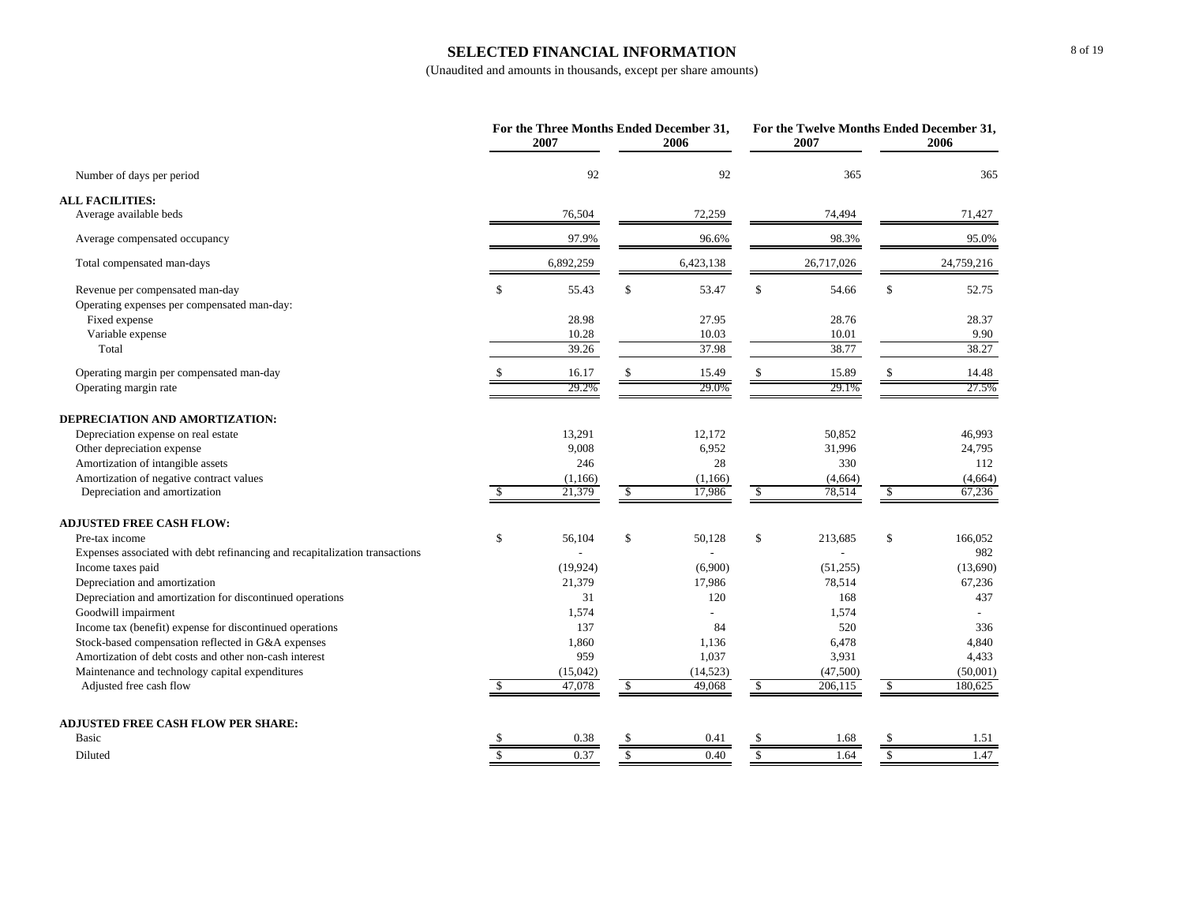# SELECTED FINANCIAL INFORMATION

(Unaudited and amounts in thousands, except per share amounts)

| | For the Three Months Ended December 31, | | For the Twelve Months Ended December 31, | |
|---|---|---|---|---|
| | 2007 | 2006 | 2007 | 2006 |
| Number of days per period | 92 | 92 | 365 | 365 |
| **ALL FACILITIES:** | | | | |
| Average available beds | 76,504 | 72,259 | 74,494 | 71,427 |
| Average compensated occupancy | 97.9% | 96.6% | 98.3% | 95.0% |
| Total compensated man-days | 6,892,259 | 6,423,138 | 26,717,026 | 24,759,216 |
| Revenue per compensated man-day | $ 55.43 | $ 53.47 | $ 54.66 | $ 52.75 |
| Operating expenses per compensated man-day: | | | | |
| Fixed expense | 28.98 | 27.95 | 28.76 | 28.37 |
| Variable expense | 10.28 | 10.03 | 10.01 | 9.90 |
| Total | 39.26 | 37.98 | 38.77 | 38.27 |
| Operating margin per compensated man-day | $ 16.17 | $ 15.49 | $ 15.89 | $ 14.48 |
| Operating margin rate | 29.2% | 29.0% | 29.1% | 27.5% |
| **DEPRECIATION AND AMORTIZATION:** | | | | |
| Depreciation expense on real estate | 13,291 | 12,172 | 50,852 | 46,993 |
| Other depreciation expense | 9,008 | 6,952 | 31,996 | 24,795 |
| Amortization of intangible assets | 246 | 28 | 330 | 112 |
| Amortization of negative contract values | (1,166) | (1,166) | (4,664) | (4,664) |
| Depreciation and amortization | $ 21,379 | $ 17,986 | $ 78,514 | $ 67,236 |
| **ADJUSTED FREE CASH FLOW:** | | | | |
| Pre-tax income | $ 56,104 | $ 50,128 | $ 213,685 | $ 166,052 |
| Expenses associated with debt refinancing and recapitalization transactions | - | - | - | 982 |
| Income taxes paid | (19,924) | (6,900) | (51,255) | (13,690) |
| Depreciation and amortization | 21,379 | 17,986 | 78,514 | 67,236 |
| Depreciation and amortization for discontinued operations | 31 | 120 | 168 | 437 |
| Goodwill impairment | 1,574 | - | 1,574 | - |
| Income tax (benefit) expense for discontinued operations | 137 | 84 | 520 | 336 |
| Stock-based compensation reflected in G&A expenses | 1,860 | 1,136 | 6,478 | 4,840 |
| Amortization of debt costs and other non-cash interest | 959 | 1,037 | 3,931 | 4,433 |
| Maintenance and technology capital expenditures | (15,042) | (14,523) | (47,500) | (50,001) |
| Adjusted free cash flow | $ 47,078 | $ 49,068 | $ 206,115 | $ 180,625 |
| **ADJUSTED FREE CASH FLOW PER SHARE:** | | | | |
| Basic | $ 0.38 | $ 0.41 | $ 1.68 | $ 1.51 |
| Diluted | $ 0.37 | $ 0.40 | $ 1.64 | $ 1.47 |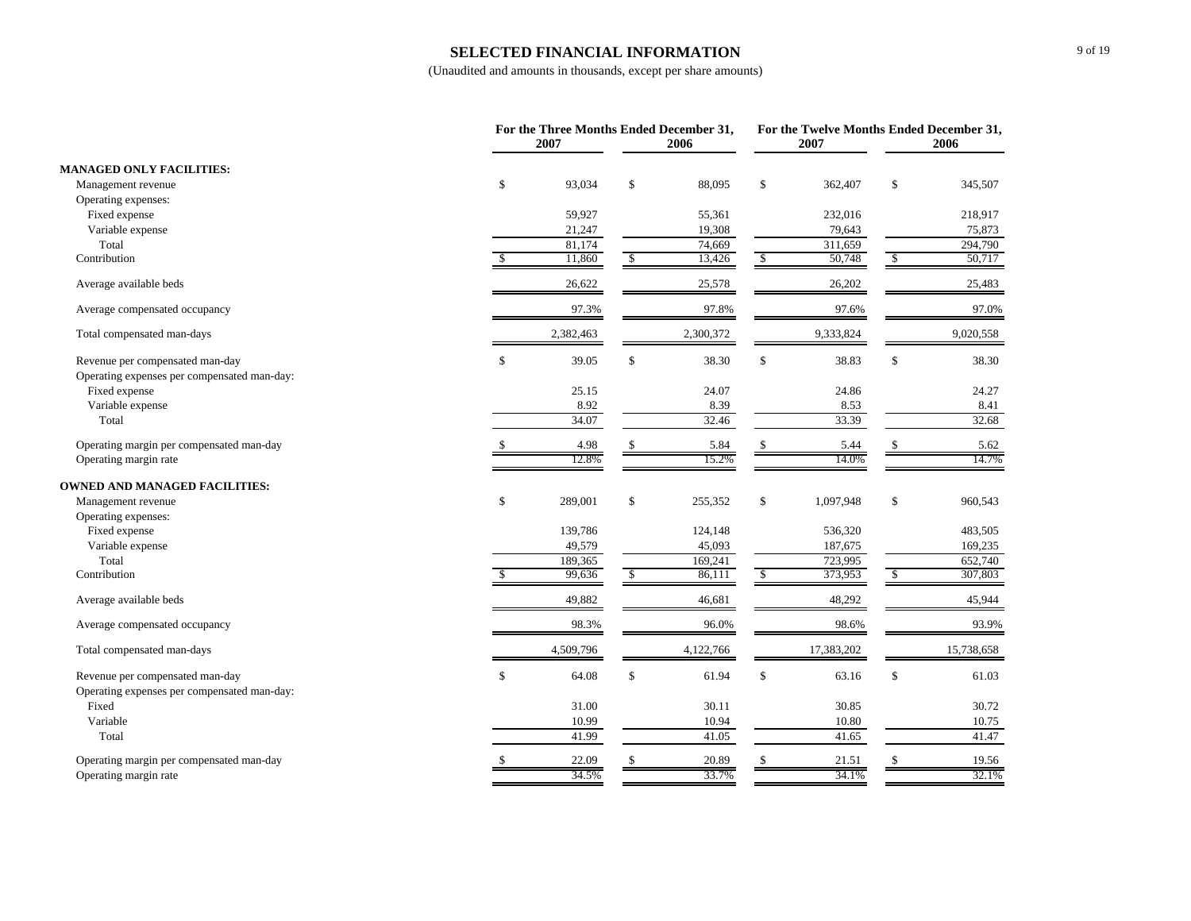# SELECTED FINANCIAL INFORMATION

(Unaudited and amounts in thousands, except per share amounts)

| | For the Three Months Ended December 31, | | For the Twelve Months Ended December 31, | |
|---|---|---|---|---|
| | 2007 | 2006 | 2007 | 2006 |
| **MANAGED ONLY FACILITIES:** | | | | |
| Management revenue | $ 93,034 | $ 88,095 | $ 362,407 | $ 345,507 |
| Operating expenses: | | | | |
| Fixed expense | 59,927 | 55,361 | 232,016 | 218,917 |
| Variable expense | 21,247 | 19,308 | 79,643 | 75,873 |
| Total | 81,174 | 74,669 | 311,659 | 294,790 |
| Contribution | $ 11,860 | $ 13,426 | $ 50,748 | $ 50,717 |
| Average available beds | 26,622 | 25,578 | 26,202 | 25,483 |
| Average compensated occupancy | 97.3% | 97.8% | 97.6% | 97.0% |
| Total compensated man-days | 2,382,463 | 2,300,372 | 9,333,824 | 9,020,558 |
| Revenue per compensated man-day | $ 39.05 | $ 38.30 | $ 38.83 | $ 38.30 |
| Operating expenses per compensated man-day: | | | | |
| Fixed expense | 25.15 | 24.07 | 24.86 | 24.27 |
| Variable expense | 8.92 | 8.39 | 8.53 | 8.41 |
| Total | 34.07 | 32.46 | 33.39 | 32.68 |
| Operating margin per compensated man-day | $ 4.98 | $ 5.84 | $ 5.44 | $ 5.62 |
| Operating margin rate | 12.8% | 15.2% | 14.0% | 14.7% |
| **OWNED AND MANAGED FACILITIES:** | | | | |
| Management revenue | $ 289,001 | $ 255,352 | $ 1,097,948 | $ 960,543 |
| Operating expenses: | | | | |
| Fixed expense | 139,786 | 124,148 | 536,320 | 483,505 |
| Variable expense | 49,579 | 45,093 | 187,675 | 169,235 |
| Total | 189,365 | 169,241 | 723,995 | 652,740 |
| Contribution | $ 99,636 | $ 86,111 | $ 373,953 | $ 307,803 |
| Average available beds | 49,882 | 46,681 | 48,292 | 45,944 |
| Average compensated occupancy | 98.3% | 96.0% | 98.6% | 93.9% |
| Total compensated man-days | 4,509,796 | 4,122,766 | 17,383,202 | 15,738,658 |
| Revenue per compensated man-day | $ 64.08 | $ 61.94 | $ 63.16 | $ 61.03 |
| Operating expenses per compensated man-day: | | | | |
| Fixed | 31.00 | 30.11 | 30.85 | 30.72 |
| Variable | 10.99 | 10.94 | 10.80 | 10.75 |
| Total | 41.99 | 41.05 | 41.65 | 41.47 |
| Operating margin per compensated man-day | $ 22.09 | $ 20.89 | $ 21.51 | $ 19.56 |
| Operating margin rate | 34.5% | 33.7% | 34.1% | 32.1% |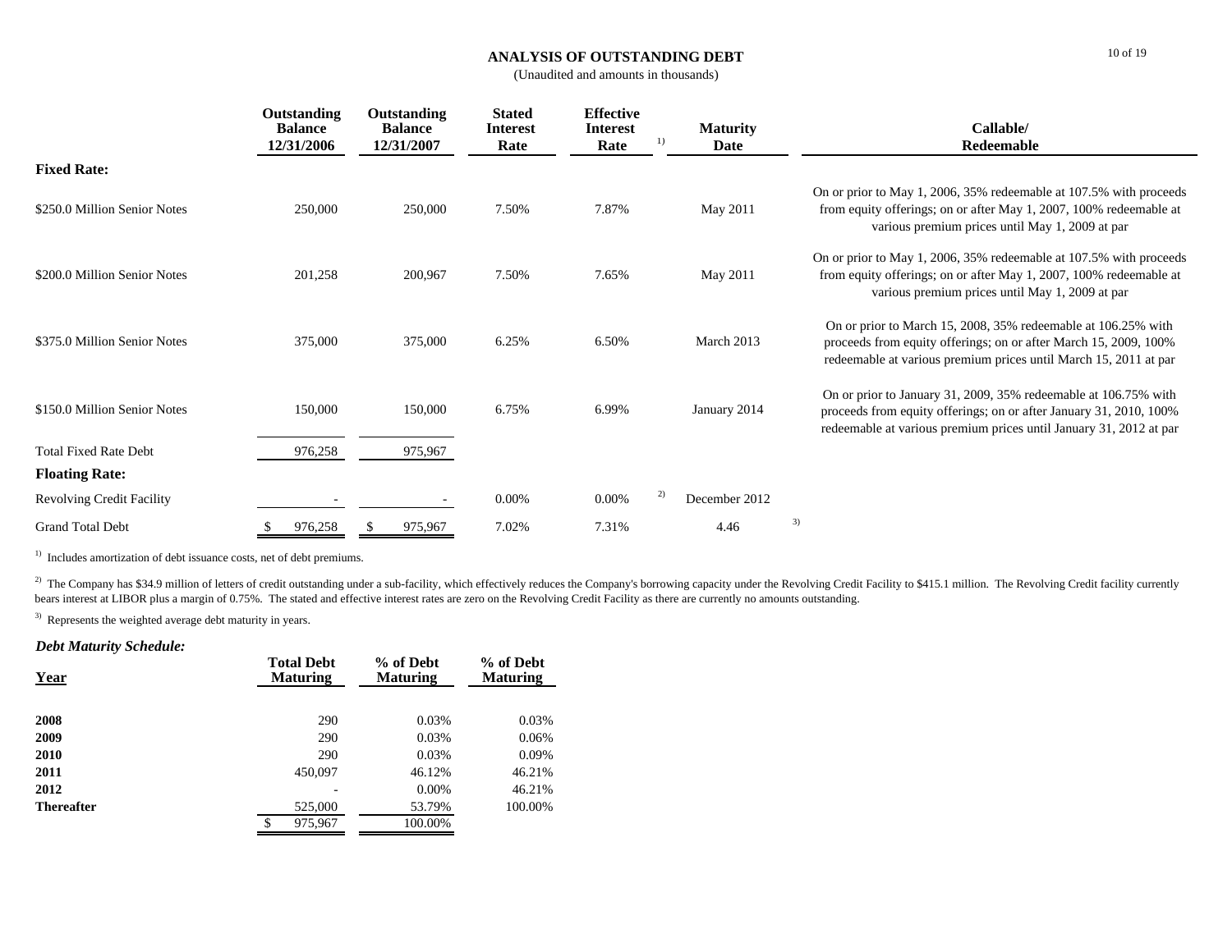# ANALYSIS OF OUTSTANDING DEBT

(Unaudited and amounts in thousands)

| | Outstanding Balance 12/31/2006 | Outstanding Balance 12/31/2007 | Stated Interest Rate | Effective Interest Rate [1] | Maturity Date | Callable/ Redeemable |
|---|---|---|---|---|---|---|
| **Fixed Rate:** | | | | | | |
| $250.0 Million Senior Notes | 250,000 | 250,000 | 7.50% | 7.87% | May 2011 | On or prior to May 1, 2006, 35% redeemable at 107.5% with proceeds from equity offerings; on or after May 1, 2007, 100% redeemable at various premium prices until May 1, 2009 at par |
| $200.0 Million Senior Notes | 201,258 | 200,967 | 7.50% | 7.65% | May 2011 | On or prior to May 1, 2006, 35% redeemable at 107.5% with proceeds from equity offerings; on or after May 1, 2007, 100% redeemable at various premium prices until May 1, 2009 at par |
| $375.0 Million Senior Notes | 375,000 | 375,000 | 6.25% | 6.50% | March 2013 | On or prior to March 15, 2008, 35% redeemable at 106.25% with proceeds from equity offerings; on or after March 15, 2009, 100% redeemable at various premium prices until March 15, 2011 at par |
| $150.0 Million Senior Notes | 150,000 | 150,000 | 6.75% | 6.99% | January 2014 | On or prior to January 31, 2009, 35% redeemable at 106.75% with proceeds from equity offerings; on or after January 31, 2010, 100% redeemable at various premium prices until January 31, 2012 at par |
| Total Fixed Rate Debt | 976,258 | 975,967 | | | | |
| **Floating Rate:** | | | | | | |
| Revolving Credit Facility | - | - | 0.00% | 0.00% [2] | December 2012 | |
| Grand Total Debt | $ 976,258 | $ 975,967 | 7.02% | 7.31% | 4.46 [3] | |

[1] Includes amortization of debt issuance costs, net of debt premiums.

[2] The Company has $34.9 million of letters of credit outstanding under a sub-facility, which effectively reduces the Company's borrowing capacity under the Revolving Credit Facility to $415.1 million. The Revolving Credit facility currently bears interest at LIBOR plus a margin of 0.75%. The stated and effective interest rates are zero on the Revolving Credit Facility as there are currently no amounts outstanding.

[3] Represents the weighted average debt maturity in years.

***Debt Maturity Schedule:***

| Year | Total Debt Maturing | % of Debt Maturing | % of Debt Maturing |
|---|---|---|---|
| **2008** | 290 | 0.03% | 0.03% |
| **2009** | 290 | 0.03% | 0.06% |
| **2010** | 290 | 0.03% | 0.09% |
| **2011** | 450,097 | 46.12% | 46.21% |
| **2012** | - | 0.00% | 46.21% |
| **Thereafter** | 525,000 | 53.79% | 100.00% |
| | $ 975,967 | 100.00% | |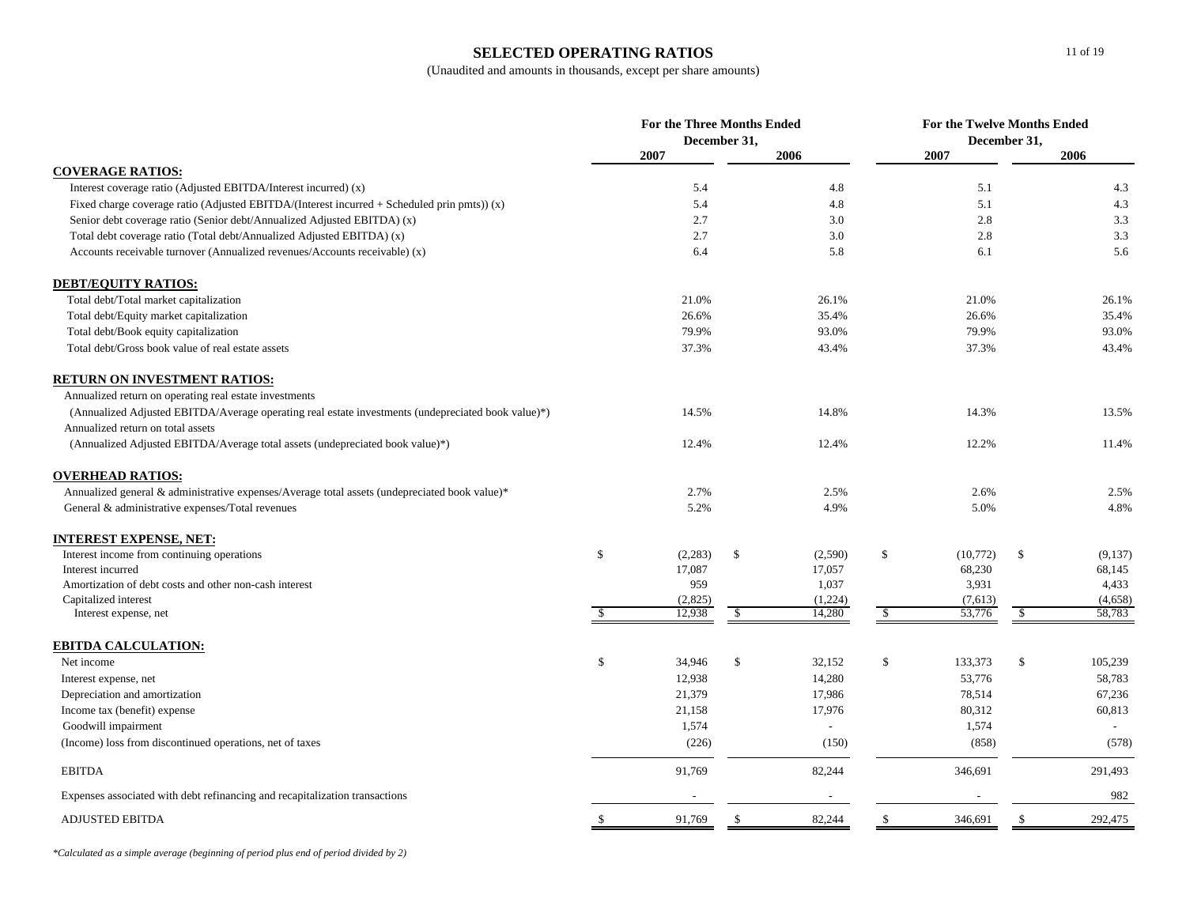# SELECTED OPERATING RATIOS

(Unaudited and amounts in thousands, except per share amounts)

| | For the Three Months Ended December 31, 2007 | For the Three Months Ended December 31, 2006 | For the Twelve Months Ended December 31, 2007 | For the Twelve Months Ended December 31, 2006 |
|---|---|---|---|---|
| **COVERAGE RATIOS:** | | | | |
| Interest coverage ratio (Adjusted EBITDA/Interest incurred) (x) | 5.4 | 4.8 | 5.1 | 4.3 |
| Fixed charge coverage ratio (Adjusted EBITDA/(Interest incurred + Scheduled prin pmts)) (x) | 5.4 | 4.8 | 5.1 | 4.3 |
| Senior debt coverage ratio (Senior debt/Annualized Adjusted EBITDA) (x) | 2.7 | 3.0 | 2.8 | 3.3 |
| Total debt coverage ratio (Total debt/Annualized Adjusted EBITDA) (x) | 2.7 | 3.0 | 2.8 | 3.3 |
| Accounts receivable turnover (Annualized revenues/Accounts receivable) (x) | 6.4 | 5.8 | 6.1 | 5.6 |
| **DEBT/EQUITY RATIOS:** | | | | |
| Total debt/Total market capitalization | 21.0% | 26.1% | 21.0% | 26.1% |
| Total debt/Equity market capitalization | 26.6% | 35.4% | 26.6% | 35.4% |
| Total debt/Book equity capitalization | 79.9% | 93.0% | 79.9% | 93.0% |
| Total debt/Gross book value of real estate assets | 37.3% | 43.4% | 37.3% | 43.4% |
| **RETURN ON INVESTMENT RATIOS:** | | | | |
| Annualized return on operating real estate investments (Annualized Adjusted EBITDA/Average operating real estate investments (undepreciated book value)*) | 14.5% | 14.8% | 14.3% | 13.5% |
| Annualized return on total assets (Annualized Adjusted EBITDA/Average total assets (undepreciated book value)*) | 12.4% | 12.4% | 12.2% | 11.4% |
| **OVERHEAD RATIOS:** | | | | |
| Annualized general & administrative expenses/Average total assets (undepreciated book value)* | 2.7% | 2.5% | 2.6% | 2.5% |
| General & administrative expenses/Total revenues | 5.2% | 4.9% | 5.0% | 4.8% |
| **INTEREST EXPENSE, NET:** | | | | |
| Interest income from continuing operations | $ (2,283) | $ (2,590) | $ (10,772) | $ (9,137) |
| Interest incurred | 17,087 | 17,057 | 68,230 | 68,145 |
| Amortization of debt costs and other non-cash interest | 959 | 1,037 | 3,931 | 4,433 |
| Capitalized interest | (2,825) | (1,224) | (7,613) | (4,658) |
| Interest expense, net | $ 12,938 | $ 14,280 | $ 53,776 | $ 58,783 |
| **EBITDA CALCULATION:** | | | | |
| Net income | $ 34,946 | $ 32,152 | $ 133,373 | $ 105,239 |
| Interest expense, net | 12,938 | 14,280 | 53,776 | 58,783 |
| Depreciation and amortization | 21,379 | 17,986 | 78,514 | 67,236 |
| Income tax (benefit) expense | 21,158 | 17,976 | 80,312 | 60,813 |
| Goodwill impairment | 1,574 | - | 1,574 | - |
| (Income) loss from discontinued operations, net of taxes | (226) | (150) | (858) | (578) |
| EBITDA | 91,769 | 82,244 | 346,691 | 291,493 |
| Expenses associated with debt refinancing and recapitalization transactions | - | - | - | 982 |
| ADJUSTED EBITDA | $ 91,769 | $ 82,244 | $ 346,691 | $ 292,475 |

*\*Calculated as a simple average (beginning of period plus end of period divided by 2)*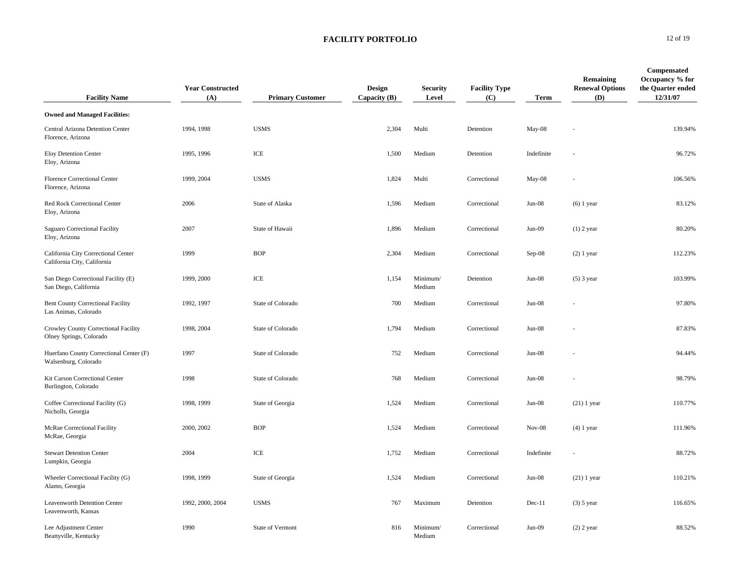# FACILITY PORTFOLIO

| Facility Name | Year Constructed (A) | Primary Customer | Design Capacity (B) | Security Level | Facility Type (C) | Term | Remaining Renewal Options (D) | Compensated Occupancy % for the Quarter ended 12/31/07 |
|---|---|---|---|---|---|---|---|---|
| **Owned and Managed Facilities:** | | | | | | | | |
| Central Arizona Detention Center<br>Florence, Arizona | 1994, 1998 | USMS | 2,304 | Multi | Detention | May-08 | - | 139.94% |
| Eloy Detention Center<br>Eloy, Arizona | 1995, 1996 | ICE | 1,500 | Medium | Detention | Indefinite | - | 96.72% |
| Florence Correctional Center<br>Florence, Arizona | 1999, 2004 | USMS | 1,824 | Multi | Correctional | May-08 | - | 106.56% |
| Red Rock Correctional Center<br>Eloy, Arizona | 2006 | State of Alaska | 1,596 | Medium | Correctional | Jun-08 | (6) 1 year | 83.12% |
| Saguaro Correctional Facility<br>Eloy, Arizona | 2007 | State of Hawaii | 1,896 | Medium | Correctional | Jun-09 | (1) 2 year | 80.20% |
| California City Correctional Center<br>California City, California | 1999 | BOP | 2,304 | Medium | Correctional | Sep-08 | (2) 1 year | 112.23% |
| San Diego Correctional Facility (E)<br>San Diego, California | 1999, 2000 | ICE | 1,154 | Minimum/ Medium | Detention | Jun-08 | (5) 3 year | 103.99% |
| Bent County Correctional Facility<br>Las Animas, Colorado | 1992, 1997 | State of Colorado | 700 | Medium | Correctional | Jun-08 | - | 97.80% |
| Crowley County Correctional Facility<br>Olney Springs, Colorado | 1998, 2004 | State of Colorado | 1,794 | Medium | Correctional | Jun-08 | - | 87.83% |
| Huerfano County Correctional Center (F)<br>Walsenburg, Colorado | 1997 | State of Colorado | 752 | Medium | Correctional | Jun-08 | - | 94.44% |
| Kit Carson Correctional Center<br>Burlington, Colorado | 1998 | State of Colorado | 768 | Medium | Correctional | Jun-08 | - | 98.79% |
| Coffee Correctional Facility (G)<br>Nicholls, Georgia | 1998, 1999 | State of Georgia | 1,524 | Medium | Correctional | Jun-08 | (21) 1 year | 110.77% |
| McRae Correctional Facility<br>McRae, Georgia | 2000, 2002 | BOP | 1,524 | Medium | Correctional | Nov-08 | (4) 1 year | 111.96% |
| Stewart Detention Center<br>Lumpkin, Georgia | 2004 | ICE | 1,752 | Medium | Correctional | Indefinite | - | 88.72% |
| Wheeler Correctional Facility (G)<br>Alamo, Georgia | 1998, 1999 | State of Georgia | 1,524 | Medium | Correctional | Jun-08 | (21) 1 year | 110.21% |
| Leavenworth Detention Center<br>Leavenworth, Kansas | 1992, 2000, 2004 | USMS | 767 | Maximum | Detention | Dec-11 | (3) 5 year | 116.65% |
| Lee Adjustment Center<br>Beattyville, Kentucky | 1990 | State of Vermont | 816 | Minimum/ Medium | Correctional | Jun-09 | (2) 2 year | 88.52% |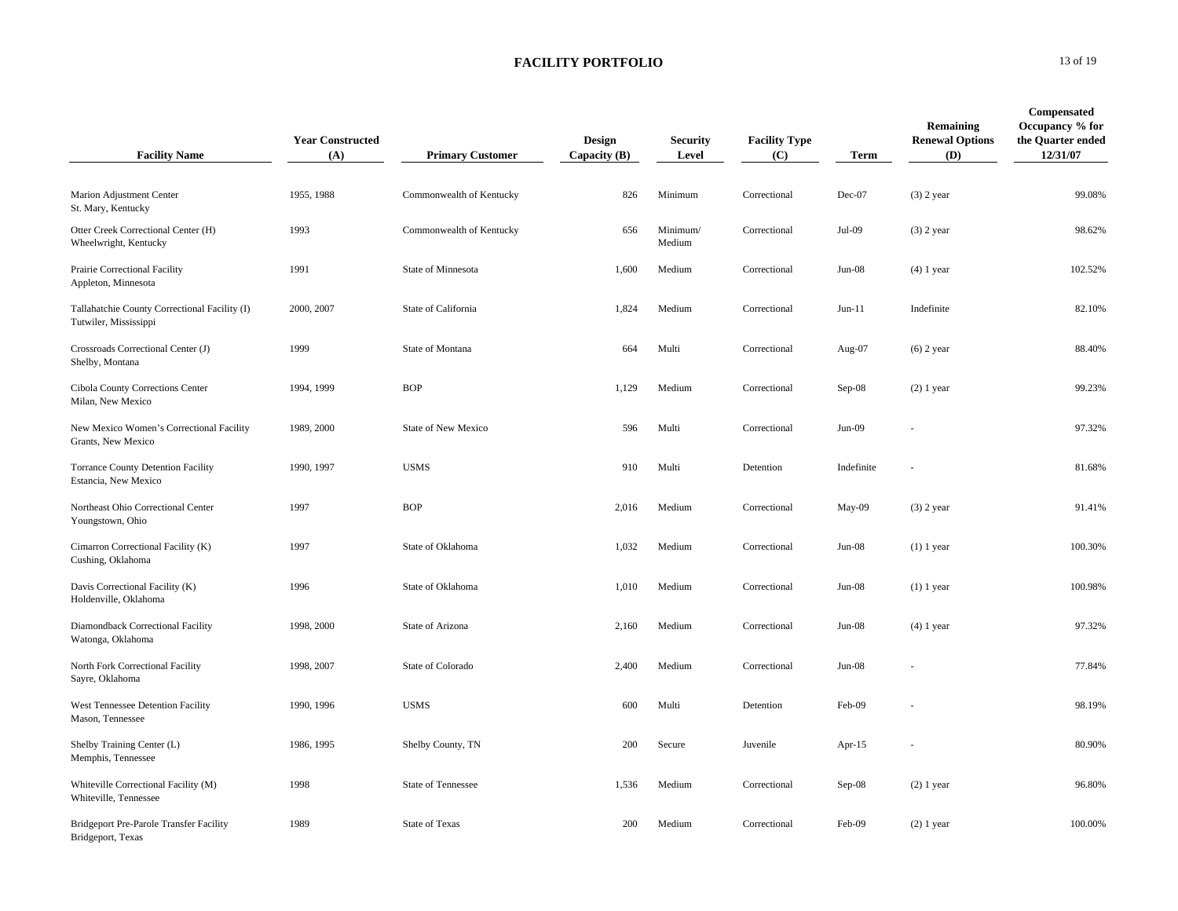# FACILITY PORTFOLIO

| Facility Name | Year Constructed (A) | Primary Customer | Design Capacity (B) | Security Level | Facility Type (C) | Term | Remaining Renewal Options (D) | Compensated Occupancy % for the Quarter ended 12/31/07 |
|---|---|---|---|---|---|---|---|---|
| Marion Adjustment Center<br>St. Mary, Kentucky | 1955, 1988 | Commonwealth of Kentucky | 826 | Minimum | Correctional | Dec-07 | (3) 2 year | 99.08% |
| Otter Creek Correctional Center (H)<br>Wheelwright, Kentucky | 1993 | Commonwealth of Kentucky | 656 | Minimum/ Medium | Correctional | Jul-09 | (3) 2 year | 98.62% |
| Prairie Correctional Facility<br>Appleton, Minnesota | 1991 | State of Minnesota | 1,600 | Medium | Correctional | Jun-08 | (4) 1 year | 102.52% |
| Tallahatchie County Correctional Facility (I)<br>Tutwiler, Mississippi | 2000, 2007 | State of California | 1,824 | Medium | Correctional | Jun-11 | Indefinite | 82.10% |
| Crossroads Correctional Center (J)<br>Shelby, Montana | 1999 | State of Montana | 664 | Multi | Correctional | Aug-07 | (6) 2 year | 88.40% |
| Cibola County Corrections Center<br>Milan, New Mexico | 1994, 1999 | BOP | 1,129 | Medium | Correctional | Sep-08 | (2) 1 year | 99.23% |
| New Mexico Women's Correctional Facility<br>Grants, New Mexico | 1989, 2000 | State of New Mexico | 596 | Multi | Correctional | Jun-09 | - | 97.32% |
| Torrance County Detention Facility<br>Estancia, New Mexico | 1990, 1997 | USMS | 910 | Multi | Detention | Indefinite | - | 81.68% |
| Northeast Ohio Correctional Center<br>Youngstown, Ohio | 1997 | BOP | 2,016 | Medium | Correctional | May-09 | (3) 2 year | 91.41% |
| Cimarron Correctional Facility (K)<br>Cushing, Oklahoma | 1997 | State of Oklahoma | 1,032 | Medium | Correctional | Jun-08 | (1) 1 year | 100.30% |
| Davis Correctional Facility (K)<br>Holdenville, Oklahoma | 1996 | State of Oklahoma | 1,010 | Medium | Correctional | Jun-08 | (1) 1 year | 100.98% |
| Diamondback Correctional Facility<br>Watonga, Oklahoma | 1998, 2000 | State of Arizona | 2,160 | Medium | Correctional | Jun-08 | (4) 1 year | 97.32% |
| North Fork Correctional Facility<br>Sayre, Oklahoma | 1998, 2007 | State of Colorado | 2,400 | Medium | Correctional | Jun-08 | - | 77.84% |
| West Tennessee Detention Facility<br>Mason, Tennessee | 1990, 1996 | USMS | 600 | Multi | Detention | Feb-09 | - | 98.19% |
| Shelby Training Center (L)<br>Memphis, Tennessee | 1986, 1995 | Shelby County, TN | 200 | Secure | Juvenile | Apr-15 | - | 80.90% |
| Whiteville Correctional Facility (M)<br>Whiteville, Tennessee | 1998 | State of Tennessee | 1,536 | Medium | Correctional | Sep-08 | (2) 1 year | 96.80% |
| Bridgeport Pre-Parole Transfer Facility<br>Bridgeport, Texas | 1989 | State of Texas | 200 | Medium | Correctional | Feb-09 | (2) 1 year | 100.00% |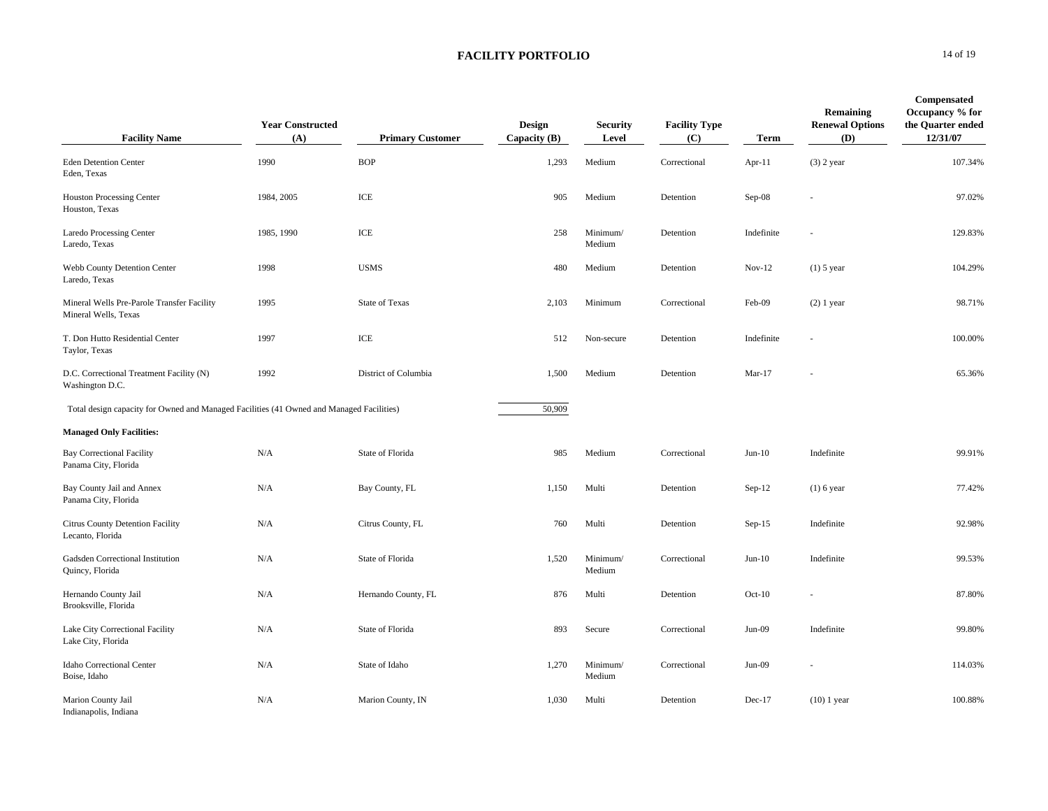## FACILITY PORTFOLIO

| Facility Name | Year Constructed (A) | Primary Customer | Design Capacity (B) | Security Level | Facility Type (C) | Term | Remaining Renewal Options (D) | Compensated Occupancy % for the Quarter ended 12/31/07 |
|---|---|---|---|---|---|---|---|---|
| Eden Detention Center<br>Eden, Texas | 1990 | BOP | 1,293 | Medium | Correctional | Apr-11 | (3) 2 year | 107.34% |
| Houston Processing Center<br>Houston, Texas | 1984, 2005 | ICE | 905 | Medium | Detention | Sep-08 | - | 97.02% |
| Laredo Processing Center<br>Laredo, Texas | 1985, 1990 | ICE | 258 | Minimum/ Medium | Detention | Indefinite | - | 129.83% |
| Webb County Detention Center<br>Laredo, Texas | 1998 | USMS | 480 | Medium | Detention | Nov-12 | (1) 5 year | 104.29% |
| Mineral Wells Pre-Parole Transfer Facility<br>Mineral Wells, Texas | 1995 | State of Texas | 2,103 | Minimum | Correctional | Feb-09 | (2) 1 year | 98.71% |
| T. Don Hutto Residential Center<br>Taylor, Texas | 1997 | ICE | 512 | Non-secure | Detention | Indefinite | - | 100.00% |
| D.C. Correctional Treatment Facility (N)<br>Washington D.C. | 1992 | District of Columbia | 1,500 | Medium | Detention | Mar-17 | - | 65.36% |
| Total design capacity for Owned and Managed Facilities (41 Owned and Managed Facilities) | | | 50,909 | | | | | |
| **Managed Only Facilities:** | | | | | | | | |
| Bay Correctional Facility<br>Panama City, Florida | N/A | State of Florida | 985 | Medium | Correctional | Jun-10 | Indefinite | 99.91% |
| Bay County Jail and Annex<br>Panama City, Florida | N/A | Bay County, FL | 1,150 | Multi | Detention | Sep-12 | (1) 6 year | 77.42% |
| Citrus County Detention Facility<br>Lecanto, Florida | N/A | Citrus County, FL | 760 | Multi | Detention | Sep-15 | Indefinite | 92.98% |
| Gadsden Correctional Institution<br>Quincy, Florida | N/A | State of Florida | 1,520 | Minimum/ Medium | Correctional | Jun-10 | Indefinite | 99.53% |
| Hernando County Jail<br>Brooksville, Florida | N/A | Hernando County, FL | 876 | Multi | Detention | Oct-10 | - | 87.80% |
| Lake City Correctional Facility<br>Lake City, Florida | N/A | State of Florida | 893 | Secure | Correctional | Jun-09 | Indefinite | 99.80% |
| Idaho Correctional Center<br>Boise, Idaho | N/A | State of Idaho | 1,270 | Minimum/ Medium | Correctional | Jun-09 | - | 114.03% |
| Marion County Jail<br>Indianapolis, Indiana | N/A | Marion County, IN | 1,030 | Multi | Detention | Dec-17 | (10) 1 year | 100.88% |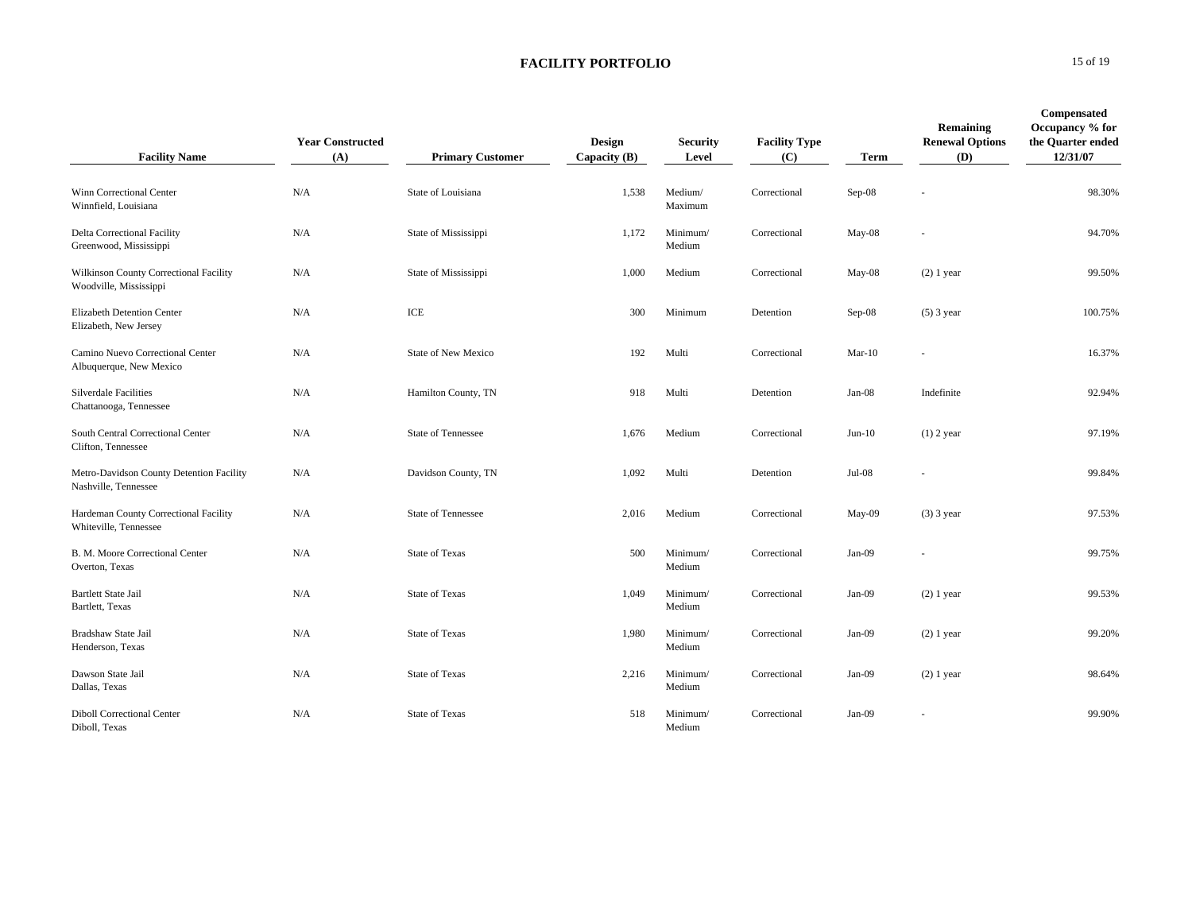# FACILITY PORTFOLIO

| Facility Name | Year Constructed (A) | Primary Customer | Design Capacity (B) | Security Level | Facility Type (C) | Term | Remaining Renewal Options (D) | Compensated Occupancy % for the Quarter ended 12/31/07 |
|---|---|---|---|---|---|---|---|---|
| Winn Correctional Center<br>Winnfield, Louisiana | N/A | State of Louisiana | 1,538 | Medium/ Maximum | Correctional | Sep-08 | - | 98.30% |
| Delta Correctional Facility<br>Greenwood, Mississippi | N/A | State of Mississippi | 1,172 | Minimum/ Medium | Correctional | May-08 | - | 94.70% |
| Wilkinson County Correctional Facility<br>Woodville, Mississippi | N/A | State of Mississippi | 1,000 | Medium | Correctional | May-08 | (2) 1 year | 99.50% |
| Elizabeth Detention Center<br>Elizabeth, New Jersey | N/A | ICE | 300 | Minimum | Detention | Sep-08 | (5) 3 year | 100.75% |
| Camino Nuevo Correctional Center<br>Albuquerque, New Mexico | N/A | State of New Mexico | 192 | Multi | Correctional | Mar-10 | - | 16.37% |
| Silverdale Facilities<br>Chattanooga, Tennessee | N/A | Hamilton County, TN | 918 | Multi | Detention | Jan-08 | Indefinite | 92.94% |
| South Central Correctional Center<br>Clifton, Tennessee | N/A | State of Tennessee | 1,676 | Medium | Correctional | Jun-10 | (1) 2 year | 97.19% |
| Metro-Davidson County Detention Facility<br>Nashville, Tennessee | N/A | Davidson County, TN | 1,092 | Multi | Detention | Jul-08 | - | 99.84% |
| Hardeman County Correctional Facility<br>Whiteville, Tennessee | N/A | State of Tennessee | 2,016 | Medium | Correctional | May-09 | (3) 3 year | 97.53% |
| B. M. Moore Correctional Center<br>Overton, Texas | N/A | State of Texas | 500 | Minimum/ Medium | Correctional | Jan-09 | - | 99.75% |
| Bartlett State Jail<br>Bartlett, Texas | N/A | State of Texas | 1,049 | Minimum/ Medium | Correctional | Jan-09 | (2) 1 year | 99.53% |
| Bradshaw State Jail<br>Henderson, Texas | N/A | State of Texas | 1,980 | Minimum/ Medium | Correctional | Jan-09 | (2) 1 year | 99.20% |
| Dawson State Jail<br>Dallas, Texas | N/A | State of Texas | 2,216 | Minimum/ Medium | Correctional | Jan-09 | (2) 1 year | 98.64% |
| Diboll Correctional Center<br>Diboll, Texas | N/A | State of Texas | 518 | Minimum/ Medium | Correctional | Jan-09 | - | 99.90% |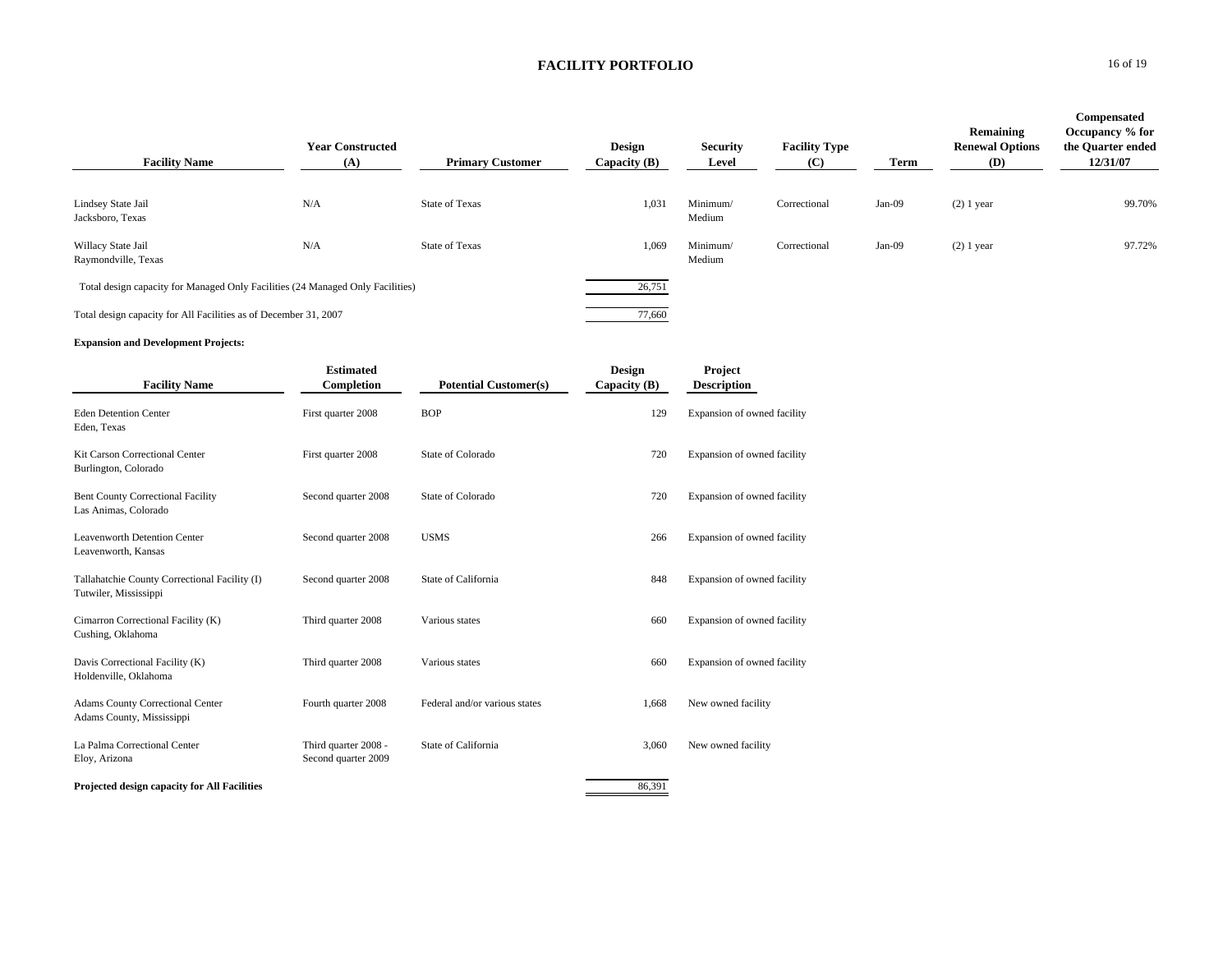## FACILITY PORTFOLIO

| Facility Name | Year Constructed (A) | Primary Customer | Design Capacity (B) | Security Level | Facility Type (C) | Term | Remaining Renewal Options (D) | Compensated Occupancy % for the Quarter ended 12/31/07 |
|---|---|---|---|---|---|---|---|---|
| Lindsey State Jail<br>Jacksboro, Texas | N/A | State of Texas | 1,031 | Minimum/<br>Medium | Correctional | Jan-09 | (2) 1 year | 99.70% |
| Willacy State Jail<br>Raymondville, Texas | N/A | State of Texas | 1,069 | Minimum/<br>Medium | Correctional | Jan-09 | (2) 1 year | 97.72% |
| Total design capacity for Managed Only Facilities (24 Managed Only Facilities) | | | 26,751 | | | | | |
| Total design capacity for All Facilities as of December 31, 2007 | | | 77,660 | | | | | |

**Expansion and Development Projects:**

| Facility Name | Estimated Completion | Potential Customer(s) | Design Capacity (B) | Project Description |
|---|---|---|---|---|
| Eden Detention Center<br>Eden, Texas | First quarter 2008 | BOP | 129 | Expansion of owned facility |
| Kit Carson Correctional Center<br>Burlington, Colorado | First quarter 2008 | State of Colorado | 720 | Expansion of owned facility |
| Bent County Correctional Facility<br>Las Animas, Colorado | Second quarter 2008 | State of Colorado | 720 | Expansion of owned facility |
| Leavenworth Detention Center<br>Leavenworth, Kansas | Second quarter 2008 | USMS | 266 | Expansion of owned facility |
| Tallahatchie County Correctional Facility (I)<br>Tutwiler, Mississippi | Second quarter 2008 | State of California | 848 | Expansion of owned facility |
| Cimarron Correctional Facility (K)<br>Cushing, Oklahoma | Third quarter 2008 | Various states | 660 | Expansion of owned facility |
| Davis Correctional Facility (K)<br>Holdenville, Oklahoma | Third quarter 2008 | Various states | 660 | Expansion of owned facility |
| Adams County Correctional Center<br>Adams County, Mississippi | Fourth quarter 2008 | Federal and/or various states | 1,668 | New owned facility |
| La Palma Correctional Center<br>Eloy, Arizona | Third quarter 2008 - Second quarter 2009 | State of California | 3,060 | New owned facility |
| **Projected design capacity for All Facilities** | | | 86,391 | |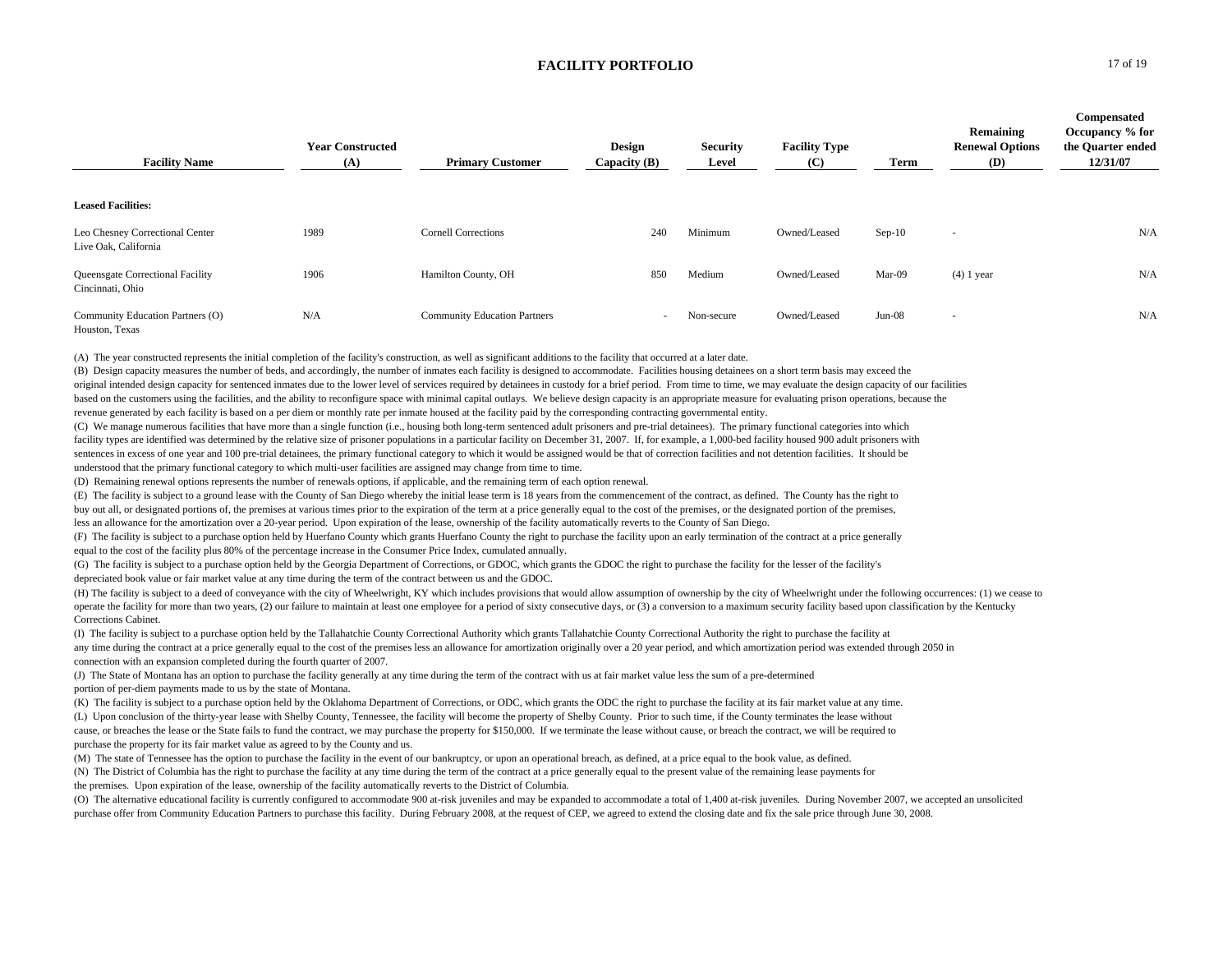# FACILITY PORTFOLIO

| Facility Name | Year Constructed (A) | Primary Customer | Design Capacity (B) | Security Level | Facility Type (C) | Term | Remaining Renewal Options (D) | Compensated Occupancy % for the Quarter ended 12/31/07 |
|---|---|---|---|---|---|---|---|---|
| **Leased Facilities:** | | | | | | | | |
| Leo Chesney Correctional Center<br>Live Oak, California | 1989 | Cornell Corrections | 240 | Minimum | Owned/Leased | Sep-10 | - | N/A |
| Queensgate Correctional Facility<br>Cincinnati, Ohio | 1906 | Hamilton County, OH | 850 | Medium | Owned/Leased | Mar-09 | (4) 1 year | N/A |
| Community Education Partners (O)<br>Houston, Texas | N/A | Community Education Partners | - | Non-secure | Owned/Leased | Jun-08 | - | N/A |

(A) The year constructed represents the initial completion of the facility's construction, as well as significant additions to the facility that occurred at a later date.

(B) Design capacity measures the number of beds, and accordingly, the number of inmates each facility is designed to accommodate. Facilities housing detainees on a short term basis may exceed the original intended design capacity for sentenced inmates due to the lower level of services required by detainees in custody for a brief period. From time to time, we may evaluate the design capacity of our facilities based on the customers using the facilities, and the ability to reconfigure space with minimal capital outlays. We believe design capacity is an appropriate measure for evaluating prison operations, because the revenue generated by each facility is based on a per diem or monthly rate per inmate housed at the facility paid by the corresponding contracting governmental entity.

(C) We manage numerous facilities that have more than a single function (i.e., housing both long-term sentenced adult prisoners and pre-trial detainees). The primary functional categories into which facility types are identified was determined by the relative size of prisoner populations in a particular facility on December 31, 2007. If, for example, a 1,000-bed facility housed 900 adult prisoners with sentences in excess of one year and 100 pre-trial detainees, the primary functional category to which it would be assigned would be that of correction facilities and not detention facilities. It should be understood that the primary functional category to which multi-user facilities are assigned may change from time to time.

(D) Remaining renewal options represents the number of renewals options, if applicable, and the remaining term of each option renewal.

(E) The facility is subject to a ground lease with the County of San Diego whereby the initial lease term is 18 years from the commencement of the contract, as defined. The County has the right to buy out all, or designated portions of, the premises at various times prior to the expiration of the term at a price generally equal to the cost of the premises, or the designated portion of the premises, less an allowance for the amortization over a 20-year period. Upon expiration of the lease, ownership of the facility automatically reverts to the County of San Diego.

(F) The facility is subject to a purchase option held by Huerfano County which grants Huerfano County the right to purchase the facility upon an early termination of the contract at a price generally equal to the cost of the facility plus 80% of the percentage increase in the Consumer Price Index, cumulated annually.

(G) The facility is subject to a purchase option held by the Georgia Department of Corrections, or GDOC, which grants the GDOC the right to purchase the facility for the lesser of the facility's depreciated book value or fair market value at any time during the term of the contract between us and the GDOC.

(H) The facility is subject to a deed of conveyance with the city of Wheelwright, KY which includes provisions that would allow assumption of ownership by the city of Wheelwright under the following occurrences: (1) we cease to operate the facility for more than two years, (2) our failure to maintain at least one employee for a period of sixty consecutive days, or (3) a conversion to a maximum security facility based upon classification by the Kentucky Corrections Cabinet.

(I) The facility is subject to a purchase option held by the Tallahatchie County Correctional Authority which grants Tallahatchie County Correctional Authority the right to purchase the facility at any time during the contract at a price generally equal to the cost of the premises less an allowance for amortization originally over a 20 year period, and which amortization period was extended through 2050 in connection with an expansion completed during the fourth quarter of 2007.

(J) The State of Montana has an option to purchase the facility generally at any time during the term of the contract with us at fair market value less the sum of a pre-determined portion of per-diem payments made to us by the state of Montana.

(K) The facility is subject to a purchase option held by the Oklahoma Department of Corrections, or ODC, which grants the ODC the right to purchase the facility at its fair market value at any time.

(L) Upon conclusion of the thirty-year lease with Shelby County, Tennessee, the facility will become the property of Shelby County. Prior to such time, if the County terminates the lease without cause, or breaches the lease or the State fails to fund the contract, we may purchase the property for $150,000. If we terminate the lease without cause, or breach the contract, we will be required to purchase the property for its fair market value as agreed to by the County and us.

(M) The state of Tennessee has the option to purchase the facility in the event of our bankruptcy, or upon an operational breach, as defined, at a price equal to the book value, as defined.

(N) The District of Columbia has the right to purchase the facility at any time during the term of the contract at a price generally equal to the present value of the remaining lease payments for the premises. Upon expiration of the lease, ownership of the facility automatically reverts to the District of Columbia.

(O) The alternative educational facility is currently configured to accommodate 900 at-risk juveniles and may be expanded to accommodate a total of 1,400 at-risk juveniles. During November 2007, we accepted an unsolicited purchase offer from Community Education Partners to purchase this facility. During February 2008, at the request of CEP, we agreed to extend the closing date and fix the sale price through June 30, 2008.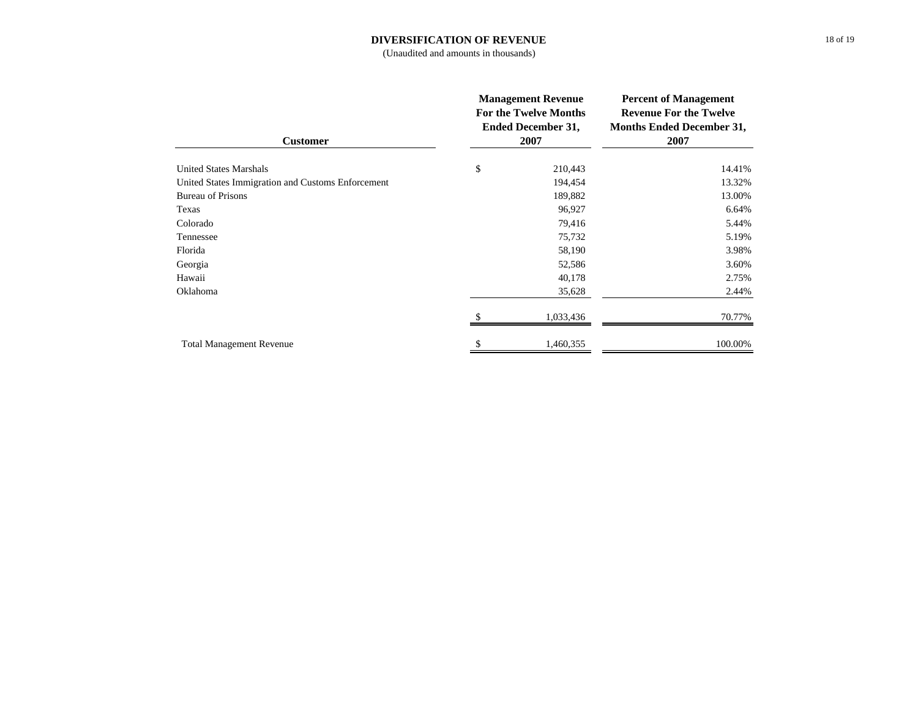# DIVERSIFICATION OF REVENUE

(Unaudited and amounts in thousands)

| Customer | Management Revenue For the Twelve Months Ended December 31, 2007 | Percent of Management Revenue For the Twelve Months Ended December 31, 2007 |
|---|---|---|
| United States Marshals | $ 210,443 | 14.41% |
| United States Immigration and Customs Enforcement | 194,454 | 13.32% |
| Bureau of Prisons | 189,882 | 13.00% |
| Texas | 96,927 | 6.64% |
| Colorado | 79,416 | 5.44% |
| Tennessee | 75,732 | 5.19% |
| Florida | 58,190 | 3.98% |
| Georgia | 52,586 | 3.60% |
| Hawaii | 40,178 | 2.75% |
| Oklahoma | 35,628 | 2.44% |
| | $ 1,033,436 | 70.77% |
| Total Management Revenue | $ 1,460,355 | 100.00% |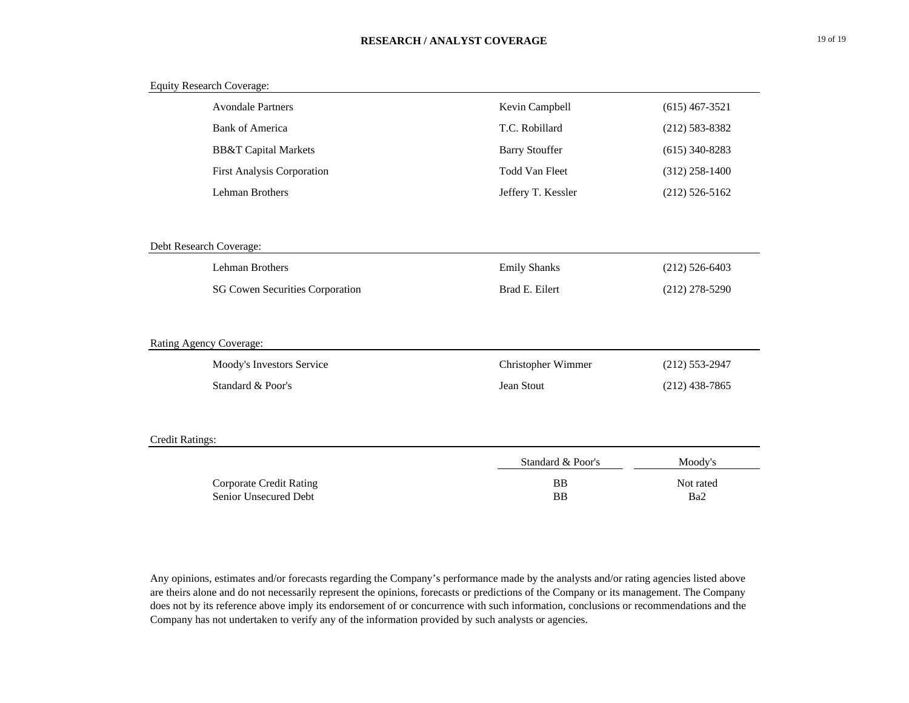# RESEARCH / ANALYST COVERAGE

Equity Research Coverage:

| | | |
|---|---|---|
| Avondale Partners | Kevin Campbell | (615) 467-3521 |
| Bank of America | T.C. Robillard | (212) 583-8382 |
| BB&T Capital Markets | Barry Stouffer | (615) 340-8283 |
| First Analysis Corporation | Todd Van Fleet | (312) 258-1400 |
| Lehman Brothers | Jeffery T. Kessler | (212) 526-5162 |

Debt Research Coverage:

| | | |
|---|---|---|
| Lehman Brothers | Emily Shanks | (212) 526-6403 |
| SG Cowen Securities Corporation | Brad E. Eilert | (212) 278-5290 |

Rating Agency Coverage:

| | | |
|---|---|---|
| Moody's Investors Service | Christopher Wimmer | (212) 553-2947 |
| Standard & Poor's | Jean Stout | (212) 438-7865 |

Credit Ratings:

| | Standard & Poor's | Moody's |
|---|---|---|
| Corporate Credit Rating | BB | Not rated |
| Senior Unsecured Debt | BB | Ba2 |

Any opinions, estimates and/or forecasts regarding the Company's performance made by the analysts and/or rating agencies listed above are theirs alone and do not necessarily represent the opinions, forecasts or predictions of the Company or its management. The Company does not by its reference above imply its endorsement of or concurrence with such information, conclusions or recommendations and the Company has not undertaken to verify any of the information provided by such analysts or agencies.